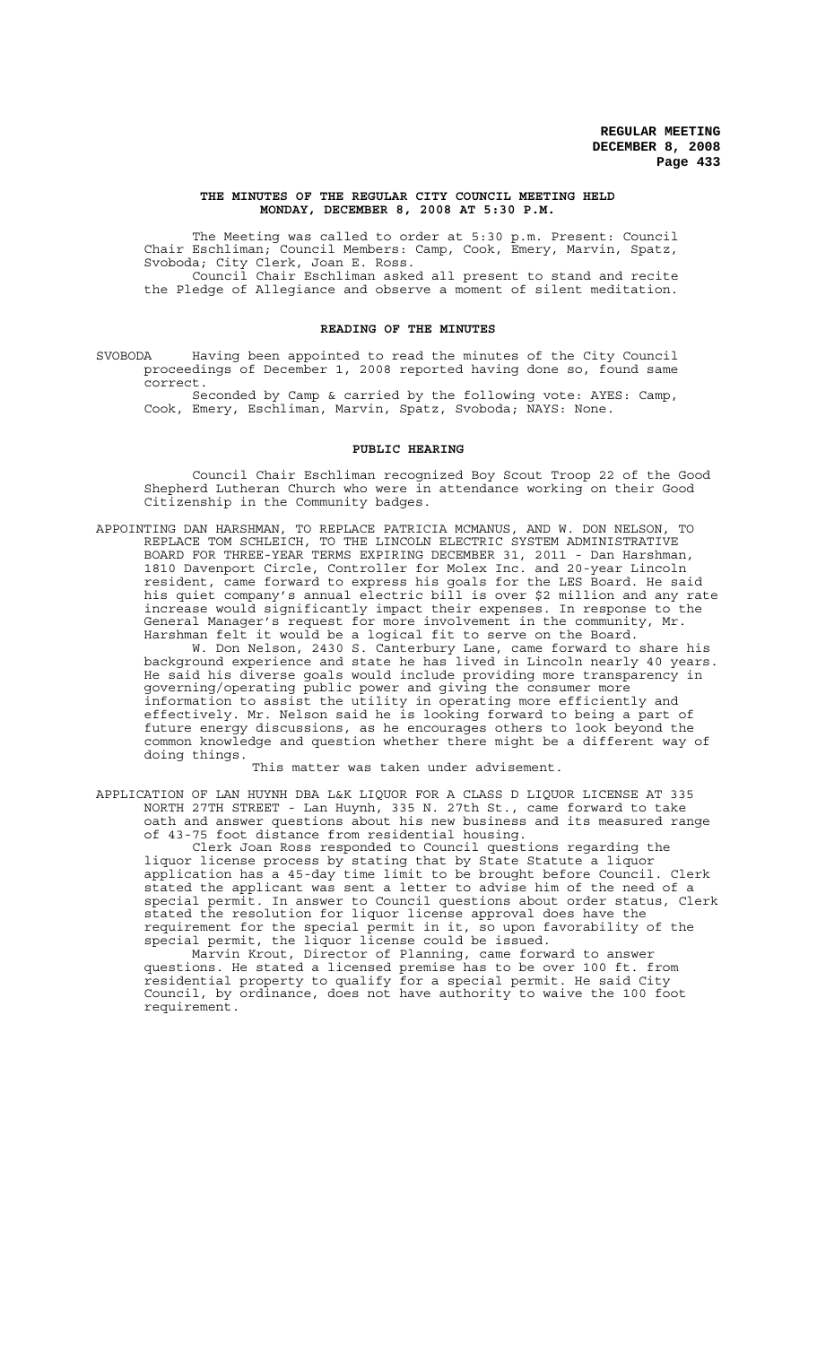**THE MINUTES OF THE REGULAR CITY COUNCIL MEETING HELD MONDAY, DECEMBER 8, 2008 AT 5:30 P.M.**

The Meeting was called to order at 5:30 p.m. Present: Council Chair Eschliman; Council Members: Camp, Cook, Emery, Marvin, Spatz, Svoboda; City Clerk, Joan E. Ross.

Council Chair Eschliman asked all present to stand and recite the Pledge of Allegiance and observe a moment of silent meditation.

## READING OF THE MINUTES

SVOBODA Having been appointed to read the minutes of the City Council proceedings of December 1, 2008 reported having done so, found same correct.

Seconded by Camp & carried by the following vote: AYES: Camp, Cook, Emery, Eschliman, Marvin, Spatz, Svoboda; NAYS: None.

## PUBLIC HEARING

Council Chair Eschliman recognized Boy Scout Troop 22 of the Good Shepherd Lutheran Church who were in attendance working on their Good Citizenship in the Community badges.

APPOINTING DAN HARSHMAN, TO REPLACE PATRICIA MCMANUS, AND W. DON NELSON, TO REPLACE TOM SCHLEICH, TO THE LINCOLN ELECTRIC SYSTEM ADMINISTRATIVE BOARD FOR THREE-YEAR TERMS EXPIRING DECEMBER 31, 2011 - Dan Harshman, 1810 Davenport Circle, Controller for Molex Inc. and 20-year Lincoln resident, came forward to express his goals for the LES Board. He said his quiet company's annual electric bill is over $2 million and any rate increase would significantly impact their expenses. In response to the General Manager's request for more involvement in the community, Mr. Harshman felt it would be a logical fit to serve on the Board.

W. Don Nelson, 2430 S. Canterbury Lane, came forward to share his background experience and state he has lived in Lincoln nearly 40 years. He said his diverse goals would include providing more transparency in governing/operating public power and giving the consumer more information to assist the utility in operating more efficiently and effectively. Mr. Nelson said he is looking forward to being a part of future energy discussions, as he encourages others to look beyond the common knowledge and question whether there might be a different way of doing things.

This matter was taken under advisement.

APPLICATION OF LAN HUYNH DBA L&K LIQUOR FOR A CLASS D LIQUOR LICENSE AT 335 NORTH 27TH STREET - Lan Huynh, 335 N. 27th St., came forward to take oath and answer questions about his new business and its measured range of 43-75 foot distance from residential housing.

Clerk Joan Ross responded to Council questions regarding the liquor license process by stating that by State Statute a liquor application has a 45-day time limit to be brought before Council. Clerk stated the applicant was sent a letter to advise him of the need of a special permit. In answer to Council questions about order status, Clerk stated the resolution for liquor license approval does have the requirement for the special permit in it, so upon favorability of the special permit, the liquor license could be issued.

Marvin Krout, Director of Planning, came forward to answer questions. He stated a licensed premise has to be over 100 ft. from residential property to qualify for a special permit. He said City Council, by ordinance, does not have authority to waive the 100 foot requirement.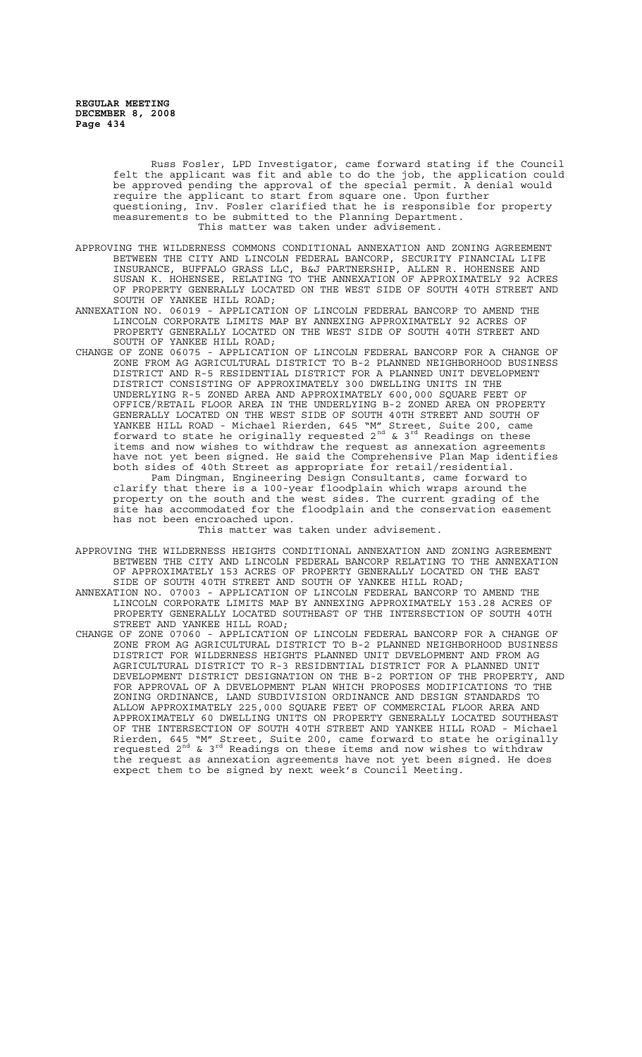Russ Fosler, LPD Investigator, came forward stating if the Council felt the applicant was fit and able to do the job, the application could be approved pending the approval of the special permit. A denial would require the applicant to start from square one. Upon further questioning, Inv. Fosler clarified that he is responsible for property measurements to be submitted to the Planning Department.

This matter was taken under advisement.

APPROVING THE WILDERNESS COMMONS CONDITIONAL ANNEXATION AND ZONING AGREEMENT BETWEEN THE CITY AND LINCOLN FEDERAL BANCORP, SECURITY FINANCIAL LIFE INSURANCE, BUFFALO GRASS LLC, B&J PARTNERSHIP, ALLEN R. HOHENSEE AND SUSAN K. HOHENSEE, RELATING TO THE ANNEXATION OF APPROXIMATELY 92 ACRES OF PROPERTY GENERALLY LOCATED ON THE WEST SIDE OF SOUTH 40TH STREET AND SOUTH OF YANKEE HILL ROAD;

ANNEXATION NO. 06019 - APPLICATION OF LINCOLN FEDERAL BANCORP TO AMEND THE LINCOLN CORPORATE LIMITS MAP BY ANNEXING APPROXIMATELY 92 ACRES OF PROPERTY GENERALLY LOCATED ON THE WEST SIDE OF SOUTH 40TH STREET AND SOUTH OF YANKEE HILL ROAD;

CHANGE OF ZONE 06075 - APPLICATION OF LINCOLN FEDERAL BANCORP FOR A CHANGE OF ZONE FROM AG AGRICULTURAL DISTRICT TO B-2 PLANNED NEIGHBORHOOD BUSINESS DISTRICT AND R-5 RESIDENTIAL DISTRICT FOR A PLANNED UNIT DEVELOPMENT DISTRICT CONSISTING OF APPROXIMATELY 300 DWELLING UNITS IN THE UNDERLYING R-5 ZONED AREA AND APPROXIMATELY 600,000 SQUARE FEET OF OFFICE/RETAIL FLOOR AREA IN THE UNDERLYING B-2 ZONED AREA ON PROPERTY GENERALLY LOCATED ON THE WEST SIDE OF SOUTH 40TH STREET AND SOUTH OF YANKEE HILL ROAD - Michael Rierden, 645 "M" Street, Suite 200, came forward to state he originally requested 2nd & 3rd Readings on these items and now wishes to withdraw the request as annexation agreements have not yet been signed. He said the Comprehensive Plan Map identifies both sides of 40th Street as appropriate for retail/residential.

Pam Dingman, Engineering Design Consultants, came forward to clarify that there is a 100-year floodplain which wraps around the property on the south and the west sides. The current grading of the site has accommodated for the floodplain and the conservation easement has not been encroached upon.

This matter was taken under advisement.

APPROVING THE WILDERNESS HEIGHTS CONDITIONAL ANNEXATION AND ZONING AGREEMENT BETWEEN THE CITY AND LINCOLN FEDERAL BANCORP RELATING TO THE ANNEXATION OF APPROXIMATELY 153 ACRES OF PROPERTY GENERALLY LOCATED ON THE EAST SIDE OF SOUTH 40TH STREET AND SOUTH OF YANKEE HILL ROAD;

ANNEXATION NO. 07003 - APPLICATION OF LINCOLN FEDERAL BANCORP TO AMEND THE LINCOLN CORPORATE LIMITS MAP BY ANNEXING APPROXIMATELY 153.28 ACRES OF PROPERTY GENERALLY LOCATED SOUTHEAST OF THE INTERSECTION OF SOUTH 40TH STREET AND YANKEE HILL ROAD;

CHANGE OF ZONE 07060 - APPLICATION OF LINCOLN FEDERAL BANCORP FOR A CHANGE OF ZONE FROM AG AGRICULTURAL DISTRICT TO B-2 PLANNED NEIGHBORHOOD BUSINESS DISTRICT FOR WILDERNESS HEIGHTS PLANNED UNIT DEVELOPMENT AND FROM AG AGRICULTURAL DISTRICT TO R-3 RESIDENTIAL DISTRICT FOR A PLANNED UNIT DEVELOPMENT DISTRICT DESIGNATION ON THE B-2 PORTION OF THE PROPERTY, AND FOR APPROVAL OF A DEVELOPMENT PLAN WHICH PROPOSES MODIFICATIONS TO THE ZONING ORDINANCE, LAND SUBDIVISION ORDINANCE AND DESIGN STANDARDS TO ALLOW APPROXIMATELY 225,000 SQUARE FEET OF COMMERCIAL FLOOR AREA AND APPROXIMATELY 60 DWELLING UNITS ON PROPERTY GENERALLY LOCATED SOUTHEAST OF THE INTERSECTION OF SOUTH 40TH STREET AND YANKEE HILL ROAD - Michael Rierden, 645 "M" Street, Suite 200, came forward to state he originally requested 2nd & 3rd Readings on these items and now wishes to withdraw the request as annexation agreements have not yet been signed. He does expect them to be signed by next week's Council Meeting.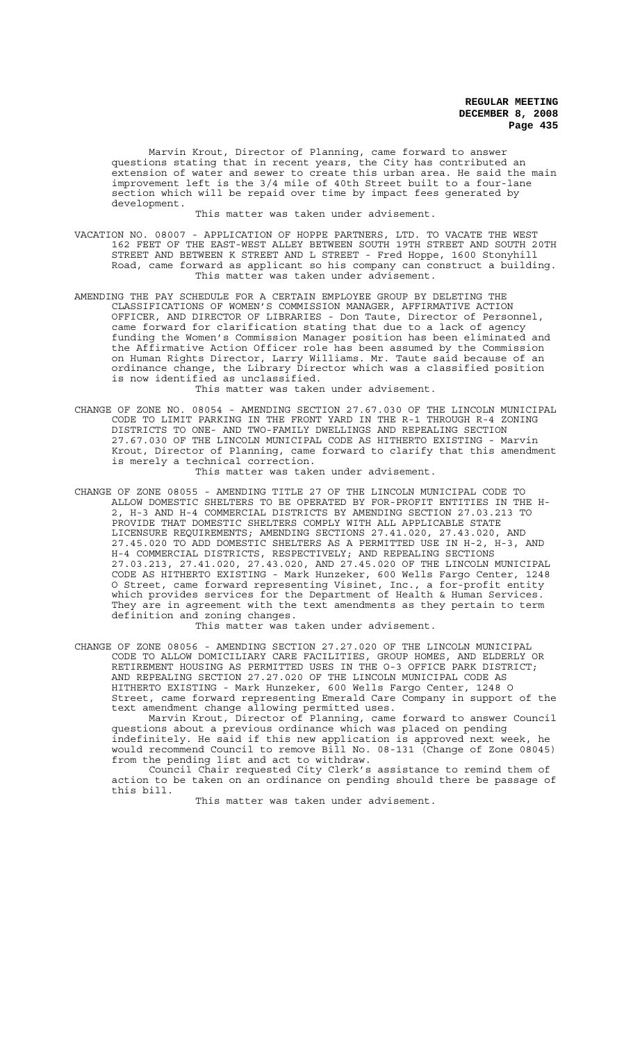Marvin Krout, Director of Planning, came forward to answer questions stating that in recent years, the City has contributed an extension of water and sewer to create this urban area. He said the main improvement left is the 3/4 mile of 40th Street built to a four-lane section which will be repaid over time by impact fees generated by development.

This matter was taken under advisement.

VACATION NO. 08007 - APPLICATION OF HOPPE PARTNERS, LTD. TO VACATE THE WEST 162 FEET OF THE EAST-WEST ALLEY BETWEEN SOUTH 19TH STREET AND SOUTH 20TH STREET AND BETWEEN K STREET AND L STREET - Fred Hoppe, 1600 Stonyhill Road, came forward as applicant so his company can construct a building.

This matter was taken under advisement.

AMENDING THE PAY SCHEDULE FOR A CERTAIN EMPLOYEE GROUP BY DELETING THE CLASSIFICATIONS OF WOMEN'S COMMISSION MANAGER, AFFIRMATIVE ACTION OFFICER, AND DIRECTOR OF LIBRARIES - Don Taute, Director of Personnel, came forward for clarification stating that due to a lack of agency funding the Women's Commission Manager position has been eliminated and the Affirmative Action Officer role has been assumed by the Commission on Human Rights Director, Larry Williams. Mr. Taute said because of an ordinance change, the Library Director which was a classified position is now identified as unclassified.

This matter was taken under advisement.

CHANGE OF ZONE NO. 08054 - AMENDING SECTION 27.67.030 OF THE LINCOLN MUNICIPAL CODE TO LIMIT PARKING IN THE FRONT YARD IN THE R-1 THROUGH R-4 ZONING DISTRICTS TO ONE- AND TWO-FAMILY DWELLINGS AND REPEALING SECTION 27.67.030 OF THE LINCOLN MUNICIPAL CODE AS HITHERTO EXISTING - Marvin Krout, Director of Planning, came forward to clarify that this amendment is merely a technical correction.

This matter was taken under advisement.

CHANGE OF ZONE 08055 - AMENDING TITLE 27 OF THE LINCOLN MUNICIPAL CODE TO ALLOW DOMESTIC SHELTERS TO BE OPERATED BY FOR-PROFIT ENTITIES IN THE H-2, H-3 AND H-4 COMMERCIAL DISTRICTS BY AMENDING SECTION 27.03.213 TO PROVIDE THAT DOMESTIC SHELTERS COMPLY WITH ALL APPLICABLE STATE LICENSURE REQUIREMENTS; AMENDING SECTIONS 27.41.020, 27.43.020, AND 27.45.020 TO ADD DOMESTIC SHELTERS AS A PERMITTED USE IN H-2, H-3, AND H-4 COMMERCIAL DISTRICTS, RESPECTIVELY; AND REPEALING SECTIONS 27.03.213, 27.41.020, 27.43.020, AND 27.45.020 OF THE LINCOLN MUNICIPAL CODE AS HITHERTO EXISTING - Mark Hunzeker, 600 Wells Fargo Center, 1248 O Street, came forward representing Visinet, Inc., a for-profit entity which provides services for the Department of Health & Human Services. They are in agreement with the text amendments as they pertain to term definition and zoning changes.

This matter was taken under advisement.

CHANGE OF ZONE 08056 - AMENDING SECTION 27.27.020 OF THE LINCOLN MUNICIPAL CODE TO ALLOW DOMICILIARY CARE FACILITIES, GROUP HOMES, AND ELDERLY OR RETIREMENT HOUSING AS PERMITTED USES IN THE O-3 OFFICE PARK DISTRICT; AND REPEALING SECTION 27.27.020 OF THE LINCOLN MUNICIPAL CODE AS HITHERTO EXISTING - Mark Hunzeker, 600 Wells Fargo Center, 1248 O Street, came forward representing Emerald Care Company in support of the text amendment change allowing permitted uses.

Marvin Krout, Director of Planning, came forward to answer Council questions about a previous ordinance which was placed on pending indefinitely. He said if this new application is approved next week, he would recommend Council to remove Bill No. 08-131 (Change of Zone 08045) from the pending list and act to withdraw.

Council Chair requested City Clerk's assistance to remind them of action to be taken on an ordinance on pending should there be passage of this bill.

This matter was taken under advisement.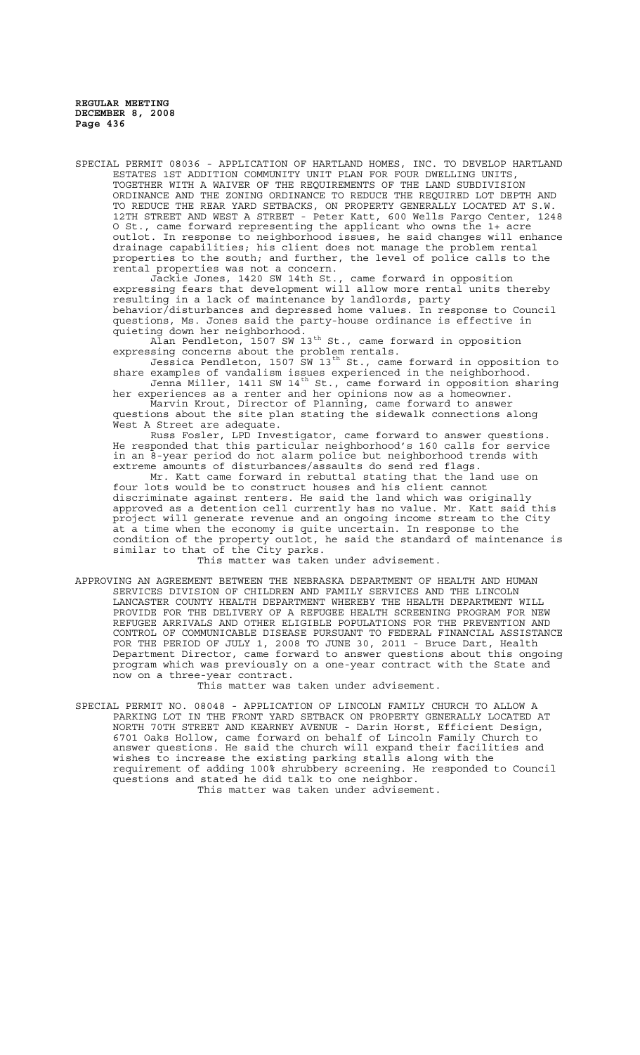SPECIAL PERMIT 08036 - APPLICATION OF HARTLAND HOMES, INC. TO DEVELOP HARTLAND ESTATES 1ST ADDITION COMMUNITY UNIT PLAN FOR FOUR DWELLING UNITS, TOGETHER WITH A WAIVER OF THE REQUIREMENTS OF THE LAND SUBDIVISION ORDINANCE AND THE ZONING ORDINANCE TO REDUCE THE REQUIRED LOT DEPTH AND TO REDUCE THE REAR YARD SETBACKS, ON PROPERTY GENERALLY LOCATED AT S.W. 12TH STREET AND WEST A STREET - Peter Katt, 600 Wells Fargo Center, 1248 O St., came forward representing the applicant who owns the 1+ acre outlot. In response to neighborhood issues, he said changes will enhance drainage capabilities; his client does not manage the problem rental properties to the south; and further, the level of police calls to the rental properties was not a concern.

Jackie Jones, 1420 SW 14th St., came forward in opposition expressing fears that development will allow more rental units thereby resulting in a lack of maintenance by landlords, party behavior/disturbances and depressed home values. In response to Council questions, Ms. Jones said the party-house ordinance is effective in quieting down her neighborhood.

Alan Pendleton, 1507 SW 13th St., came forward in opposition expressing concerns about the problem rentals.

Jessica Pendleton, 1507 SW 13th St., came forward in opposition to share examples of vandalism issues experienced in the neighborhood.

Jenna Miller, 1411 SW 14th St., came forward in opposition sharing her experiences as a renter and her opinions now as a homeowner.

Marvin Krout, Director of Planning, came forward to answer questions about the site plan stating the sidewalk connections along West A Street are adequate.

Russ Fosler, LPD Investigator, came forward to answer questions. He responded that this particular neighborhood's 160 calls for service in an 8-year period do not alarm police but neighborhood trends with extreme amounts of disturbances/assaults do send red flags.

Mr. Katt came forward in rebuttal stating that the land use on four lots would be to construct houses and his client cannot discriminate against renters. He said the land which was originally approved as a detention cell currently has no value. Mr. Katt said this project will generate revenue and an ongoing income stream to the City at a time when the economy is quite uncertain. In response to the condition of the property outlot, he said the standard of maintenance is similar to that of the City parks.

This matter was taken under advisement.

APPROVING AN AGREEMENT BETWEEN THE NEBRASKA DEPARTMENT OF HEALTH AND HUMAN SERVICES DIVISION OF CHILDREN AND FAMILY SERVICES AND THE LINCOLN LANCASTER COUNTY HEALTH DEPARTMENT WHEREBY THE HEALTH DEPARTMENT WILL PROVIDE FOR THE DELIVERY OF A REFUGEE HEALTH SCREENING PROGRAM FOR NEW REFUGEE ARRIVALS AND OTHER ELIGIBLE POPULATIONS FOR THE PREVENTION AND CONTROL OF COMMUNICABLE DISEASE PURSUANT TO FEDERAL FINANCIAL ASSISTANCE FOR THE PERIOD OF JULY 1, 2008 TO JUNE 30, 2011 - Bruce Dart, Health Department Director, came forward to answer questions about this ongoing program which was previously on a one-year contract with the State and now on a three-year contract.

This matter was taken under advisement.

SPECIAL PERMIT NO. 08048 - APPLICATION OF LINCOLN FAMILY CHURCH TO ALLOW A PARKING LOT IN THE FRONT YARD SETBACK ON PROPERTY GENERALLY LOCATED AT NORTH 70TH STREET AND KEARNEY AVENUE - Darin Horst, Efficient Design, 6701 Oaks Hollow, came forward on behalf of Lincoln Family Church to answer questions. He said the church will expand their facilities and wishes to increase the existing parking stalls along with the requirement of adding 100% shrubbery screening. He responded to Council questions and stated he did talk to one neighbor.

This matter was taken under advisement.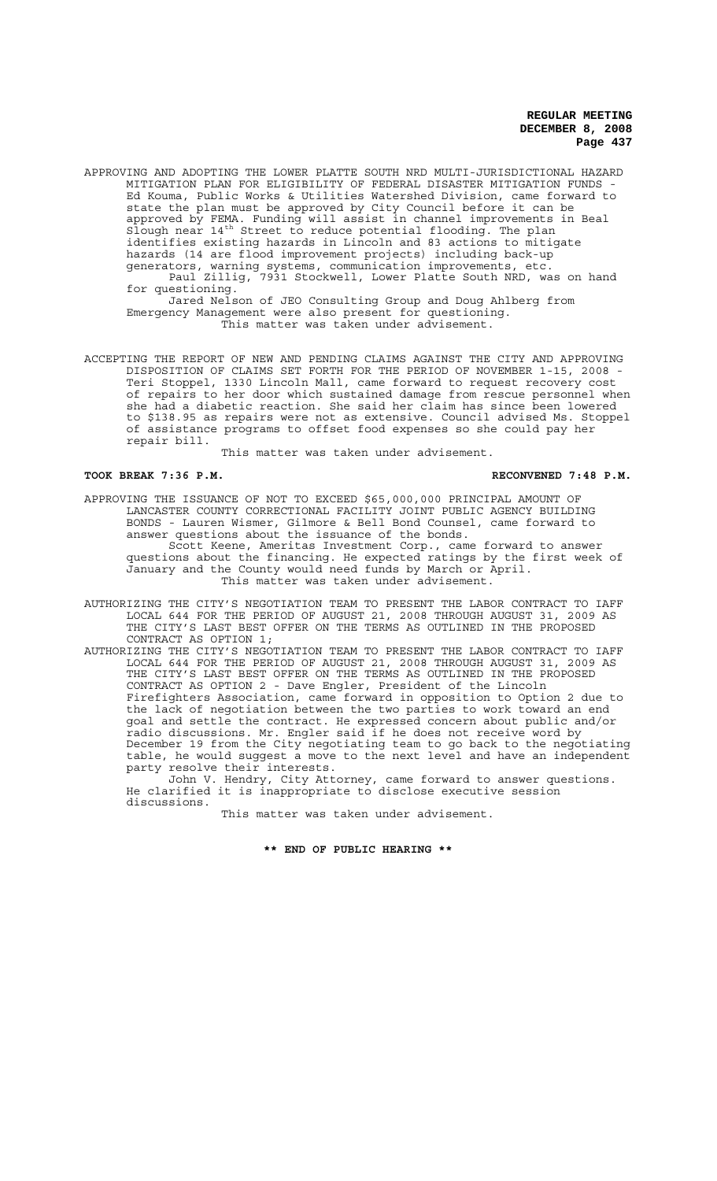APPROVING AND ADOPTING THE LOWER PLATTE SOUTH NRD MULTI-JURISDICTIONAL HAZARD MITIGATION PLAN FOR ELIGIBILITY OF FEDERAL DISASTER MITIGATION FUNDS - Ed Kouma, Public Works & Utilities Watershed Division, came forward to state the plan must be approved by City Council before it can be approved by FEMA. Funding will assist in channel improvements in Beal Slough near 14th Street to reduce potential flooding. The plan identifies existing hazards in Lincoln and 83 actions to mitigate hazards (14 are flood improvement projects) including back-up generators, warning systems, communication improvements, etc.

Paul Zillig, 7931 Stockwell, Lower Platte South NRD, was on hand for questioning.

Jared Nelson of JEO Consulting Group and Doug Ahlberg from Emergency Management were also present for questioning.

This matter was taken under advisement.

ACCEPTING THE REPORT OF NEW AND PENDING CLAIMS AGAINST THE CITY AND APPROVING DISPOSITION OF CLAIMS SET FORTH FOR THE PERIOD OF NOVEMBER 1-15, 2008 - Teri Stoppel, 1330 Lincoln Mall, came forward to request recovery cost of repairs to her door which sustained damage from rescue personnel when she had a diabetic reaction. She said her claim has since been lowered to $138.95 as repairs were not as extensive. Council advised Ms. Stoppel of assistance programs to offset food expenses so she could pay her repair bill.

This matter was taken under advisement.

**TOOK BREAK 7:36 P.M.** **RECONVENED 7:48 P.M.**

APPROVING THE ISSUANCE OF NOT TO EXCEED $65,000,000 PRINCIPAL AMOUNT OF LANCASTER COUNTY CORRECTIONAL FACILITY JOINT PUBLIC AGENCY BUILDING BONDS - Lauren Wismer, Gilmore & Bell Bond Counsel, came forward to answer questions about the issuance of the bonds.

Scott Keene, Ameritas Investment Corp., came forward to answer questions about the financing. He expected ratings by the first week of January and the County would need funds by March or April.

This matter was taken under advisement.

AUTHORIZING THE CITY'S NEGOTIATION TEAM TO PRESENT THE LABOR CONTRACT TO IAFF LOCAL 644 FOR THE PERIOD OF AUGUST 21, 2008 THROUGH AUGUST 31, 2009 AS THE CITY'S LAST BEST OFFER ON THE TERMS AS OUTLINED IN THE PROPOSED CONTRACT AS OPTION 1;

AUTHORIZING THE CITY'S NEGOTIATION TEAM TO PRESENT THE LABOR CONTRACT TO IAFF LOCAL 644 FOR THE PERIOD OF AUGUST 21, 2008 THROUGH AUGUST 31, 2009 AS THE CITY'S LAST BEST OFFER ON THE TERMS AS OUTLINED IN THE PROPOSED CONTRACT AS OPTION 2 - Dave Engler, President of the Lincoln Firefighters Association, came forward in opposition to Option 2 due to the lack of negotiation between the two parties to work toward an end goal and settle the contract. He expressed concern about public and/or radio discussions. Mr. Engler said if he does not receive word by December 19 from the City negotiating team to go back to the negotiating table, he would suggest a move to the next level and have an independent party resolve their interests.

John V. Hendry, City Attorney, came forward to answer questions. He clarified it is inappropriate to disclose executive session discussions.

This matter was taken under advisement.

**\*\* END OF PUBLIC HEARING \*\***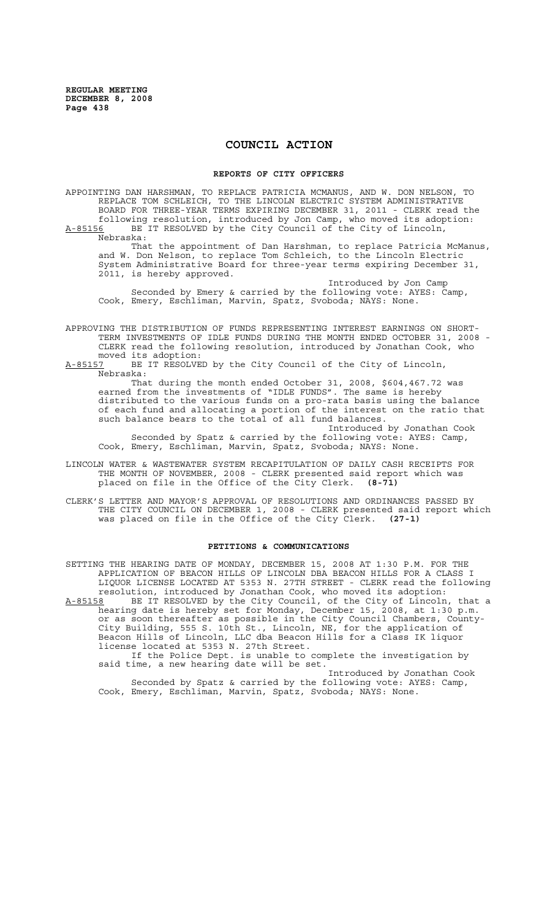# COUNCIL ACTION

## REPORTS OF CITY OFFICERS

APPOINTING DAN HARSHMAN, TO REPLACE PATRICIA MCMANUS, AND W. DON NELSON, TO REPLACE TOM SCHLEICH, TO THE LINCOLN ELECTRIC SYSTEM ADMINISTRATIVE BOARD FOR THREE-YEAR TERMS EXPIRING DECEMBER 31, 2011 - CLERK read the following resolution, introduced by Jon Camp, who moved its adoption:

A-85156 BE IT RESOLVED by the City Council of the City of Lincoln, Nebraska:

That the appointment of Dan Harshman, to replace Patricia McManus, and W. Don Nelson, to replace Tom Schleich, to the Lincoln Electric System Administrative Board for three-year terms expiring December 31, 2011, is hereby approved.

Introduced by Jon Camp

Seconded by Emery & carried by the following vote: AYES: Camp, Cook, Emery, Eschliman, Marvin, Spatz, Svoboda; NAYS: None.

APPROVING THE DISTRIBUTION OF FUNDS REPRESENTING INTEREST EARNINGS ON SHORT-TERM INVESTMENTS OF IDLE FUNDS DURING THE MONTH ENDED OCTOBER 31, 2008 - CLERK read the following resolution, introduced by Jonathan Cook, who moved its adoption:

A-85157 BE IT RESOLVED by the City Council of the City of Lincoln, Nebraska:

That during the month ended October 31, 2008, $604,467.72 was earned from the investments of "IDLE FUNDS". The same is hereby distributed to the various funds on a pro-rata basis using the balance of each fund and allocating a portion of the interest on the ratio that such balance bears to the total of all fund balances.

Introduced by Jonathan Cook

Seconded by Spatz & carried by the following vote: AYES: Camp, Cook, Emery, Eschliman, Marvin, Spatz, Svoboda; NAYS: None.

LINCOLN WATER & WASTEWATER SYSTEM RECAPITULATION OF DAILY CASH RECEIPTS FOR THE MONTH OF NOVEMBER, 2008 - CLERK presented said report which was placed on file in the Office of the City Clerk. **(8-71)**

CLERK'S LETTER AND MAYOR'S APPROVAL OF RESOLUTIONS AND ORDINANCES PASSED BY THE CITY COUNCIL ON DECEMBER 1, 2008 - CLERK presented said report which was placed on file in the Office of the City Clerk. **(27-1)**

## PETITIONS & COMMUNICATIONS

SETTING THE HEARING DATE OF MONDAY, DECEMBER 15, 2008 AT 1:30 P.M. FOR THE APPLICATION OF BEACON HILLS OF LINCOLN DBA BEACON HILLS FOR A CLASS I LIQUOR LICENSE LOCATED AT 5353 N. 27TH STREET - CLERK read the following resolution, introduced by Jonathan Cook, who moved its adoption:

A-85158 BE IT RESOLVED by the City Council, of the City of Lincoln, that a hearing date is hereby set for Monday, December 15, 2008, at 1:30 p.m. or as soon thereafter as possible in the City Council Chambers, County-City Building, 555 S. 10th St., Lincoln, NE, for the application of Beacon Hills of Lincoln, LLC dba Beacon Hills for a Class IK liquor license located at 5353 N. 27th Street.

If the Police Dept. is unable to complete the investigation by said time, a new hearing date will be set.

Introduced by Jonathan Cook

Seconded by Spatz & carried by the following vote: AYES: Camp, Cook, Emery, Eschliman, Marvin, Spatz, Svoboda; NAYS: None.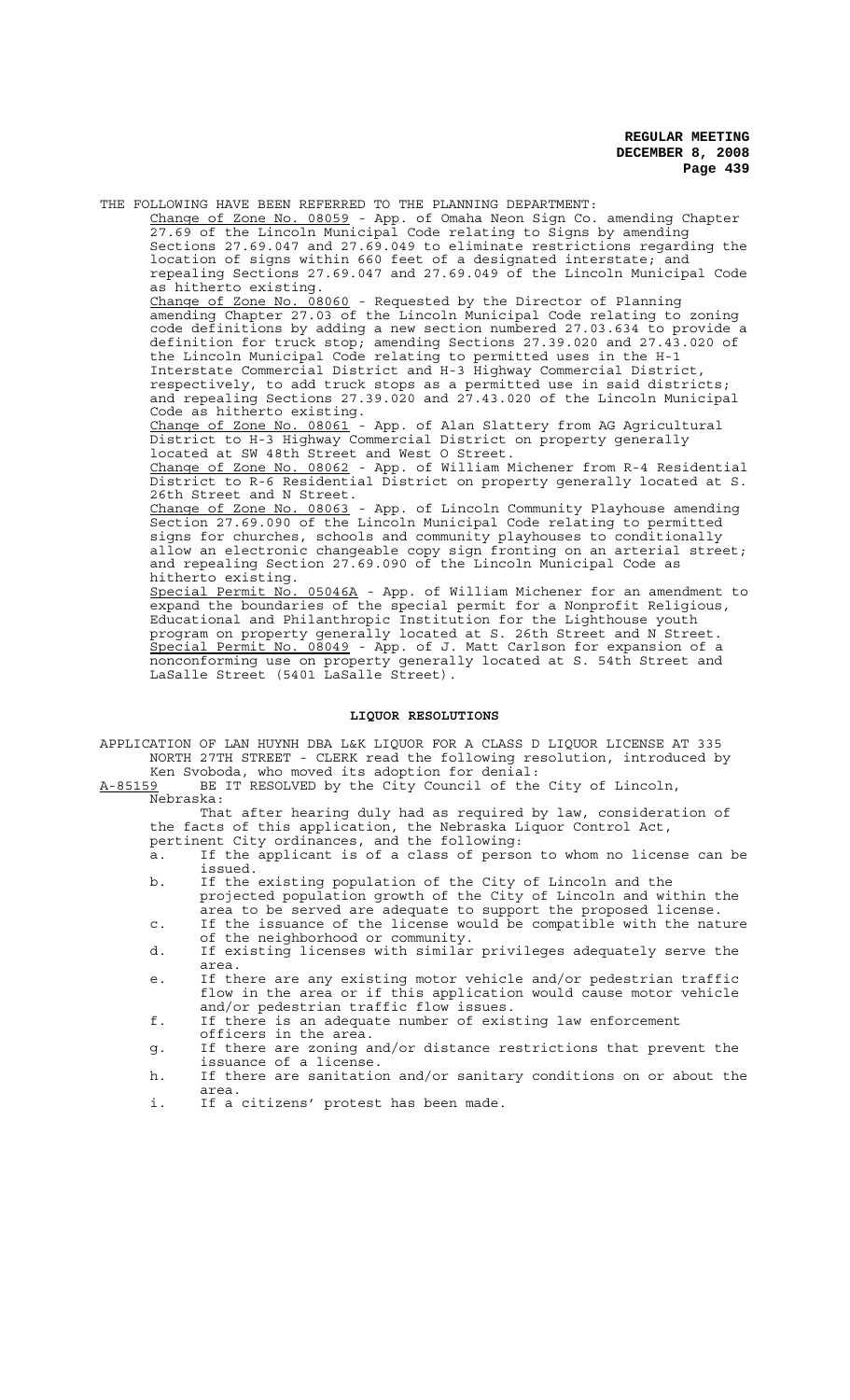THE FOLLOWING HAVE BEEN REFERRED TO THE PLANNING DEPARTMENT:

Change of Zone No. 08059 - App. of Omaha Neon Sign Co. amending Chapter 27.69 of the Lincoln Municipal Code relating to Signs by amending Sections 27.69.047 and 27.69.049 to eliminate restrictions regarding the location of signs within 660 feet of a designated interstate; and repealing Sections 27.69.047 and 27.69.049 of the Lincoln Municipal Code as hitherto existing.

Change of Zone No. 08060 - Requested by the Director of Planning amending Chapter 27.03 of the Lincoln Municipal Code relating to zoning code definitions by adding a new section numbered 27.03.634 to provide a definition for truck stop; amending Sections 27.39.020 and 27.43.020 of the Lincoln Municipal Code relating to permitted uses in the H-1 Interstate Commercial District and H-3 Highway Commercial District, respectively, to add truck stops as a permitted use in said districts; and repealing Sections 27.39.020 and 27.43.020 of the Lincoln Municipal Code as hitherto existing.

Change of Zone No. 08061 - App. of Alan Slattery from AG Agricultural District to H-3 Highway Commercial District on property generally located at SW 48th Street and West O Street.

Change of Zone No. 08062 - App. of William Michener from R-4 Residential District to R-6 Residential District on property generally located at S. 26th Street and N Street.

Change of Zone No. 08063 - App. of Lincoln Community Playhouse amending Section 27.69.090 of the Lincoln Municipal Code relating to permitted signs for churches, schools and community playhouses to conditionally allow an electronic changeable copy sign fronting on an arterial street; and repealing Section 27.69.090 of the Lincoln Municipal Code as hitherto existing.

Special Permit No. 05046A - App. of William Michener for an amendment to expand the boundaries of the special permit for a Nonprofit Religious, Educational and Philanthropic Institution for the Lighthouse youth program on property generally located at S. 26th Street and N Street.

Special Permit No. 08049 - App. of J. Matt Carlson for expansion of a nonconforming use on property generally located at S. 54th Street and LaSalle Street (5401 LaSalle Street).

## LIQUOR RESOLUTIONS

APPLICATION OF LAN HUYNH DBA L&K LIQUOR FOR A CLASS D LIQUOR LICENSE AT 335 NORTH 27TH STREET - CLERK read the following resolution, introduced by Ken Svoboda, who moved its adoption for denial:

A-85159 BE IT RESOLVED by the City Council of the City of Lincoln, Nebraska:

That after hearing duly had as required by law, consideration of the facts of this application, the Nebraska Liquor Control Act, pertinent City ordinances, and the following:

a. If the applicant is of a class of person to whom no license can be issued.
b. If the existing population of the City of Lincoln and the projected population growth of the City of Lincoln and within the area to be served are adequate to support the proposed license.
c. If the issuance of the license would be compatible with the nature of the neighborhood or community.
d. If existing licenses with similar privileges adequately serve the area.
e. If there are any existing motor vehicle and/or pedestrian traffic flow in the area or if this application would cause motor vehicle and/or pedestrian traffic flow issues.
f. If there is an adequate number of existing law enforcement officers in the area.
g. If there are zoning and/or distance restrictions that prevent the issuance of a license.
h. If there are sanitation and/or sanitary conditions on or about the area.
i. If a citizens' protest has been made.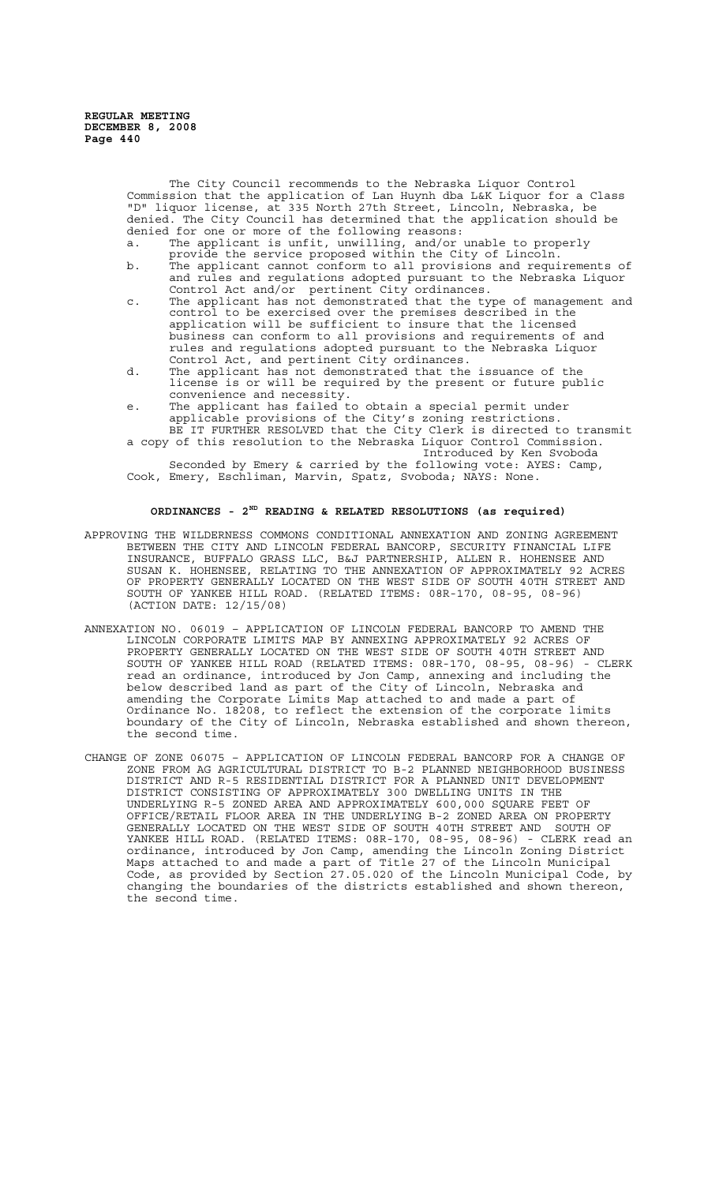The City Council recommends to the Nebraska Liquor Control Commission that the application of Lan Huynh dba L&K Liquor for a Class "D" liquor license, at 335 North 27th Street, Lincoln, Nebraska, be denied. The City Council has determined that the application should be denied for one or more of the following reasons:

a. The applicant is unfit, unwilling, and/or unable to properly provide the service proposed within the City of Lincoln.
b. The applicant cannot conform to all provisions and requirements of and rules and regulations adopted pursuant to the Nebraska Liquor Control Act and/or pertinent City ordinances.
c. The applicant has not demonstrated that the type of management and control to be exercised over the premises described in the application will be sufficient to insure that the licensed business can conform to all provisions and requirements of and rules and regulations adopted pursuant to the Nebraska Liquor Control Act, and pertinent City ordinances.
d. The applicant has not demonstrated that the issuance of the license is or will be required by the present or future public convenience and necessity.
e. The applicant has failed to obtain a special permit under applicable provisions of the City's zoning restrictions.

BE IT FURTHER RESOLVED that the City Clerk is directed to transmit a copy of this resolution to the Nebraska Liquor Control Commission.

Introduced by Ken Svoboda

Seconded by Emery & carried by the following vote: AYES: Camp, Cook, Emery, Eschliman, Marvin, Spatz, Svoboda; NAYS: None.

## ORDINANCES - 2ND READING & RELATED RESOLUTIONS (as required)

APPROVING THE WILDERNESS COMMONS CONDITIONAL ANNEXATION AND ZONING AGREEMENT BETWEEN THE CITY AND LINCOLN FEDERAL BANCORP, SECURITY FINANCIAL LIFE INSURANCE, BUFFALO GRASS LLC, B&J PARTNERSHIP, ALLEN R. HOHENSEE AND SUSAN K. HOHENSEE, RELATING TO THE ANNEXATION OF APPROXIMATELY 92 ACRES OF PROPERTY GENERALLY LOCATED ON THE WEST SIDE OF SOUTH 40TH STREET AND SOUTH OF YANKEE HILL ROAD. (RELATED ITEMS: 08R-170, 08-95, 08-96) (ACTION DATE: 12/15/08)

ANNEXATION NO. 06019 – APPLICATION OF LINCOLN FEDERAL BANCORP TO AMEND THE LINCOLN CORPORATE LIMITS MAP BY ANNEXING APPROXIMATELY 92 ACRES OF PROPERTY GENERALLY LOCATED ON THE WEST SIDE OF SOUTH 40TH STREET AND SOUTH OF YANKEE HILL ROAD (RELATED ITEMS: 08R-170, 08-95, 08-96) - CLERK read an ordinance, introduced by Jon Camp, annexing and including the below described land as part of the City of Lincoln, Nebraska and amending the Corporate Limits Map attached to and made a part of Ordinance No. 18208, to reflect the extension of the corporate limits boundary of the City of Lincoln, Nebraska established and shown thereon, the second time.

CHANGE OF ZONE 06075 – APPLICATION OF LINCOLN FEDERAL BANCORP FOR A CHANGE OF ZONE FROM AG AGRICULTURAL DISTRICT TO B-2 PLANNED NEIGHBORHOOD BUSINESS DISTRICT AND R-5 RESIDENTIAL DISTRICT FOR A PLANNED UNIT DEVELOPMENT DISTRICT CONSISTING OF APPROXIMATELY 300 DWELLING UNITS IN THE UNDERLYING R-5 ZONED AREA AND APPROXIMATELY 600,000 SQUARE FEET OF OFFICE/RETAIL FLOOR AREA IN THE UNDERLYING B-2 ZONED AREA ON PROPERTY GENERALLY LOCATED ON THE WEST SIDE OF SOUTH 40TH STREET AND SOUTH OF YANKEE HILL ROAD. (RELATED ITEMS: 08R-170, 08-95, 08-96) - CLERK read an ordinance, introduced by Jon Camp, amending the Lincoln Zoning District Maps attached to and made a part of Title 27 of the Lincoln Municipal Code, as provided by Section 27.05.020 of the Lincoln Municipal Code, by changing the boundaries of the districts established and shown thereon, the second time.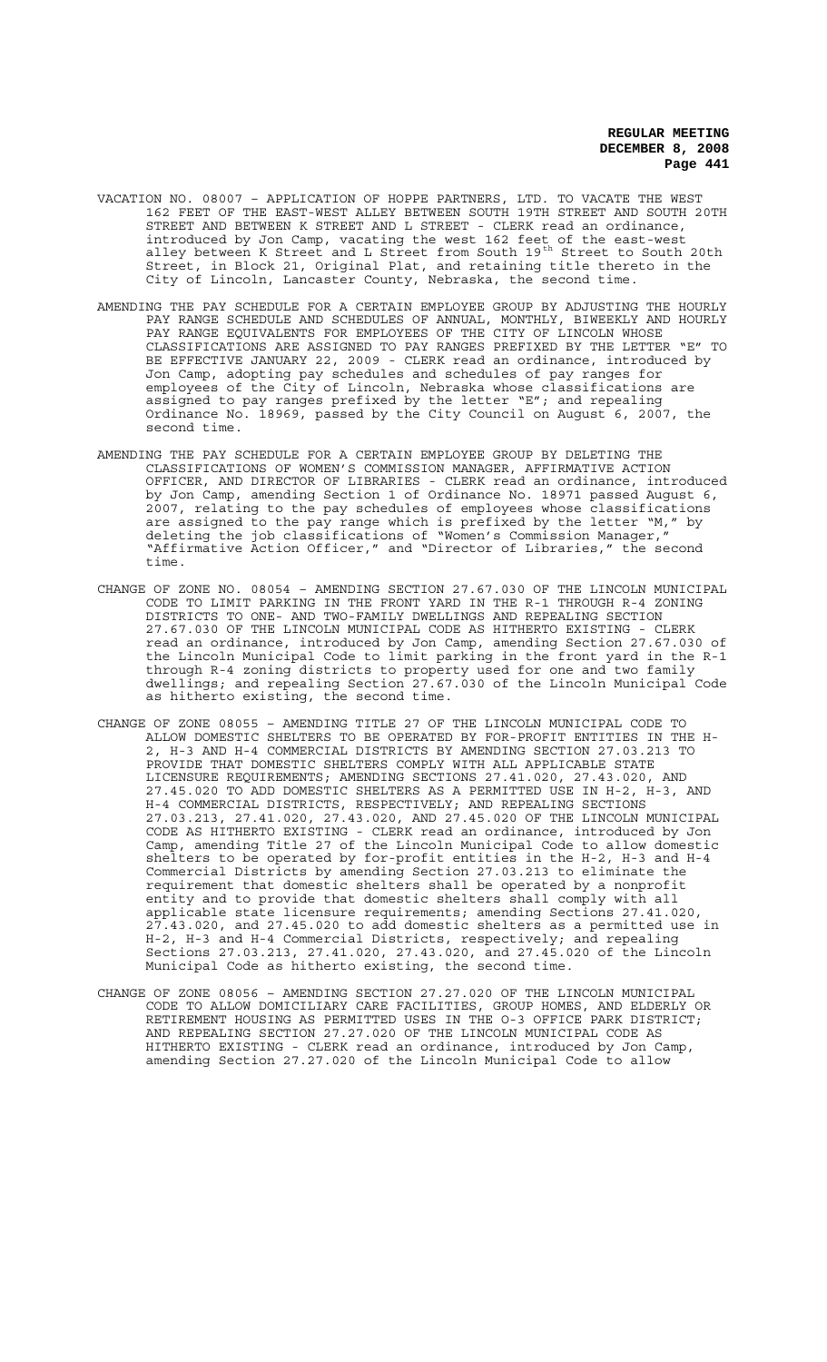VACATION NO. 08007 – APPLICATION OF HOPPE PARTNERS, LTD. TO VACATE THE WEST 162 FEET OF THE EAST-WEST ALLEY BETWEEN SOUTH 19TH STREET AND SOUTH 20TH STREET AND BETWEEN K STREET AND L STREET - CLERK read an ordinance, introduced by Jon Camp, vacating the west 162 feet of the east-west alley between K Street and L Street from South 19th Street to South 20th Street, in Block 21, Original Plat, and retaining title thereto in the City of Lincoln, Lancaster County, Nebraska, the second time.

AMENDING THE PAY SCHEDULE FOR A CERTAIN EMPLOYEE GROUP BY ADJUSTING THE HOURLY PAY RANGE SCHEDULE AND SCHEDULES OF ANNUAL, MONTHLY, BIWEEKLY AND HOURLY PAY RANGE EQUIVALENTS FOR EMPLOYEES OF THE CITY OF LINCOLN WHOSE CLASSIFICATIONS ARE ASSIGNED TO PAY RANGES PREFIXED BY THE LETTER "E" TO BE EFFECTIVE JANUARY 22, 2009 - CLERK read an ordinance, introduced by Jon Camp, adopting pay schedules and schedules of pay ranges for employees of the City of Lincoln, Nebraska whose classifications are assigned to pay ranges prefixed by the letter "E"; and repealing Ordinance No. 18969, passed by the City Council on August 6, 2007, the second time.

AMENDING THE PAY SCHEDULE FOR A CERTAIN EMPLOYEE GROUP BY DELETING THE CLASSIFICATIONS OF WOMEN'S COMMISSION MANAGER, AFFIRMATIVE ACTION OFFICER, AND DIRECTOR OF LIBRARIES - CLERK read an ordinance, introduced by Jon Camp, amending Section 1 of Ordinance No. 18971 passed August 6, 2007, relating to the pay schedules of employees whose classifications are assigned to the pay range which is prefixed by the letter "M," by deleting the job classifications of "Women's Commission Manager," "Affirmative Action Officer," and "Director of Libraries," the second time.

CHANGE OF ZONE NO. 08054 – AMENDING SECTION 27.67.030 OF THE LINCOLN MUNICIPAL CODE TO LIMIT PARKING IN THE FRONT YARD IN THE R-1 THROUGH R-4 ZONING DISTRICTS TO ONE- AND TWO-FAMILY DWELLINGS AND REPEALING SECTION 27.67.030 OF THE LINCOLN MUNICIPAL CODE AS HITHERTO EXISTING - CLERK read an ordinance, introduced by Jon Camp, amending Section 27.67.030 of the Lincoln Municipal Code to limit parking in the front yard in the R-1 through R-4 zoning districts to property used for one and two family dwellings; and repealing Section 27.67.030 of the Lincoln Municipal Code as hitherto existing, the second time.

CHANGE OF ZONE NO. 08055 – AMENDING TITLE 27 OF THE LINCOLN MUNICIPAL CODE TO ALLOW DOMESTIC SHELTERS TO BE OPERATED BY FOR-PROFIT ENTITIES IN THE H-2, H-3 AND H-4 COMMERCIAL DISTRICTS BY AMENDING SECTION 27.03.213 TO PROVIDE THAT DOMESTIC SHELTERS COMPLY WITH ALL APPLICABLE STATE LICENSURE REQUIREMENTS; AMENDING SECTIONS 27.41.020, 27.43.020, AND 27.45.020 TO ADD DOMESTIC SHELTERS AS A PERMITTED USE IN H-2, H-3, AND H-4 COMMERCIAL DISTRICTS, RESPECTIVELY; AND REPEALING SECTIONS 27.03.213, 27.41.020, 27.43.020, AND 27.45.020 OF THE LINCOLN MUNICIPAL CODE AS HITHERTO EXISTING - CLERK read an ordinance, introduced by Jon Camp, amending Title 27 of the Lincoln Municipal Code to allow domestic shelters to be operated by for-profit entities in the H-2, H-3 and H-4 Commercial Districts by amending Section 27.03.213 to eliminate the requirement that domestic shelters shall be operated by a nonprofit entity and to provide that domestic shelters shall comply with all applicable state licensure requirements; amending Sections 27.41.020, 27.43.020, and 27.45.020 to add domestic shelters as a permitted use in H-2, H-3 and H-4 Commercial Districts, respectively; and repealing Sections 27.03.213, 27.41.020, 27.43.020, and 27.45.020 of the Lincoln Municipal Code as hitherto existing, the second time.

CHANGE OF ZONE 08056 – AMENDING SECTION 27.27.020 OF THE LINCOLN MUNICIPAL CODE TO ALLOW DOMICILIARY CARE FACILITIES, GROUP HOMES, AND ELDERLY OR RETIREMENT HOUSING AS PERMITTED USES IN THE O-3 OFFICE PARK DISTRICT; AND REPEALING SECTION 27.27.020 OF THE LINCOLN MUNICIPAL CODE AS HITHERTO EXISTING - CLERK read an ordinance, introduced by Jon Camp, amending Section 27.27.020 of the Lincoln Municipal Code to allow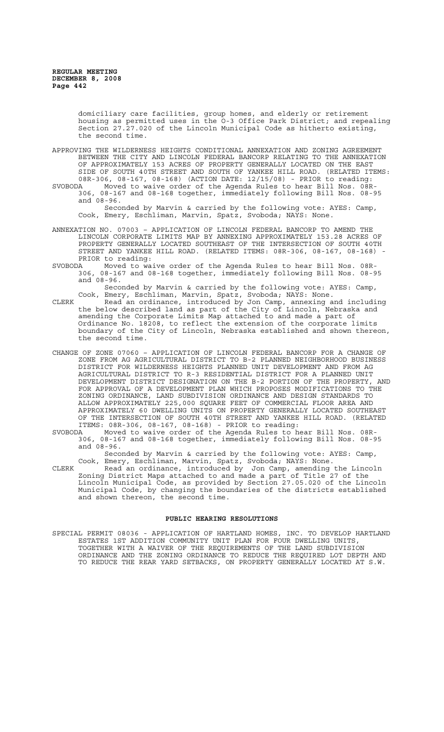domiciliary care facilities, group homes, and elderly or retirement housing as permitted uses in the O-3 Office Park District; and repealing Section 27.27.020 of the Lincoln Municipal Code as hitherto existing, the second time.

APPROVING THE WILDERNESS HEIGHTS CONDITIONAL ANNEXATION AND ZONING AGREEMENT BETWEEN THE CITY AND LINCOLN FEDERAL BANCORP RELATING TO THE ANNEXATION OF APPROXIMATELY 153 ACRES OF PROPERTY GENERALLY LOCATED ON THE EAST SIDE OF SOUTH 40TH STREET AND SOUTH OF YANKEE HILL ROAD. (RELATED ITEMS: 08R-306, 08-167, 08-168) (ACTION DATE: 12/15/08) - PRIOR to reading:

SVOBODA Moved to waive order of the Agenda Rules to hear Bill Nos. 08R-306, 08-167 and 08-168 together, immediately following Bill Nos. 08-95 and 08-96.

Seconded by Marvin & carried by the following vote: AYES: Camp, Cook, Emery, Eschliman, Marvin, Spatz, Svoboda; NAYS: None.

ANNEXATION NO. 07003 – APPLICATION OF LINCOLN FEDERAL BANCORP TO AMEND THE LINCOLN CORPORATE LIMITS MAP BY ANNEXING APPROXIMATELY 153.28 ACRES OF PROPERTY GENERALLY LOCATED SOUTHEAST OF THE INTERSECTION OF SOUTH 40TH STREET AND YANKEE HILL ROAD. (RELATED ITEMS: 08R-306, 08-167, 08-168) - PRIOR to reading:

SVOBODA Moved to waive order of the Agenda Rules to hear Bill Nos. 08R-306, 08-167 and 08-168 together, immediately following Bill Nos. 08-95 and 08-96.

Seconded by Marvin & carried by the following vote: AYES: Camp, Cook, Emery, Eschliman, Marvin, Spatz, Svoboda; NAYS: None.

CLERK Read an ordinance, introduced by Jon Camp, annexing and including the below described land as part of the City of Lincoln, Nebraska and amending the Corporate Limits Map attached to and made a part of Ordinance No. 18208, to reflect the extension of the corporate limits boundary of the City of Lincoln, Nebraska established and shown thereon, the second time.

CHANGE OF ZONE 07060 – APPLICATION OF LINCOLN FEDERAL BANCORP FOR A CHANGE OF ZONE FROM AG AGRICULTURAL DISTRICT TO B-2 PLANNED NEIGHBORHOOD BUSINESS DISTRICT FOR WILDERNESS HEIGHTS PLANNED UNIT DEVELOPMENT AND FROM AG AGRICULTURAL DISTRICT TO R-3 RESIDENTIAL DISTRICT FOR A PLANNED UNIT DEVELOPMENT DISTRICT DESIGNATION ON THE B-2 PORTION OF THE PROPERTY, AND FOR APPROVAL OF A DEVELOPMENT PLAN WHICH PROPOSES MODIFICATIONS TO THE ZONING ORDINANCE, LAND SUBDIVISION ORDINANCE AND DESIGN STANDARDS TO ALLOW APPROXIMATELY 225,000 SQUARE FEET OF COMMERCIAL FLOOR AREA AND APPROXIMATELY 60 DWELLING UNITS ON PROPERTY GENERALLY LOCATED SOUTHEAST OF THE INTERSECTION OF SOUTH 40TH STREET AND YANKEE HILL ROAD. (RELATED ITEMS: 08R-306, 08-167, 08-168) - PRIOR to reading:

SVOBODA Moved to waive order of the Agenda Rules to hear Bill Nos. 08R-306, 08-167 and 08-168 together, immediately following Bill Nos. 08-95 and 08-96.

Seconded by Marvin & carried by the following vote: AYES: Camp, Cook, Emery, Eschliman, Marvin, Spatz, Svoboda; NAYS: None.

CLERK Read an ordinance, introduced by Jon Camp, amending the Lincoln Zoning District Maps attached to and made a part of Title 27 of the Lincoln Municipal Code, as provided by Section 27.05.020 of the Lincoln Municipal Code, by changing the boundaries of the districts established and shown thereon, the second time.

## PUBLIC HEARING RESOLUTIONS

SPECIAL PERMIT 08036 - APPLICATION OF HARTLAND HOMES, INC. TO DEVELOP HARTLAND ESTATES 1ST ADDITION COMMUNITY UNIT PLAN FOR FOUR DWELLING UNITS, TOGETHER WITH A WAIVER OF THE REQUIREMENTS OF THE LAND SUBDIVISION ORDINANCE AND THE ZONING ORDINANCE TO REDUCE THE REQUIRED LOT DEPTH AND TO REDUCE THE REAR YARD SETBACKS, ON PROPERTY GENERALLY LOCATED AT S.W.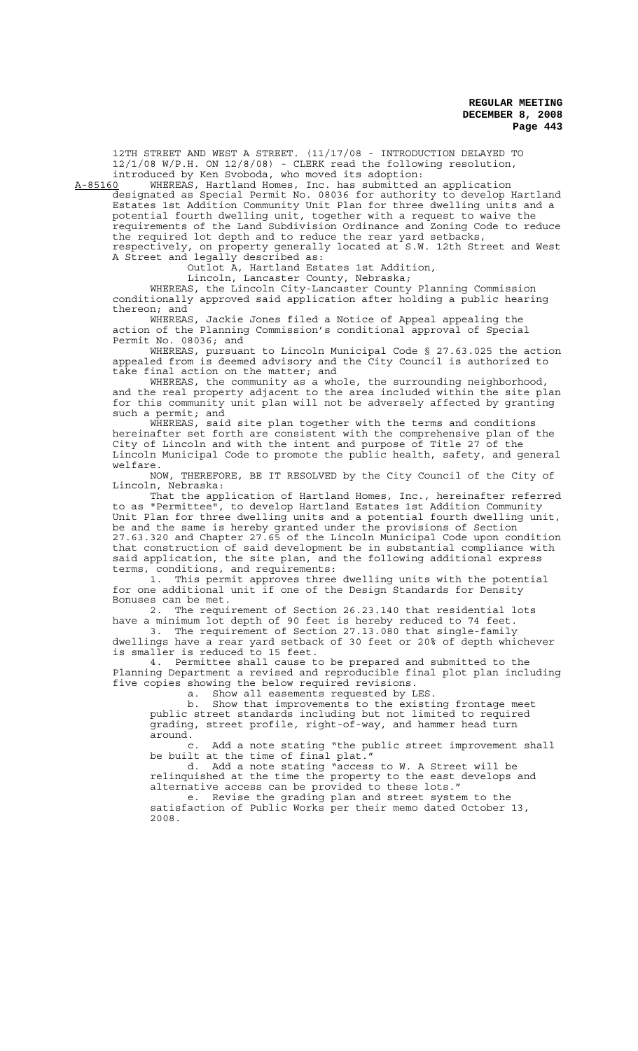12TH STREET AND WEST A STREET. (11/17/08 - INTRODUCTION DELAYED TO 12/1/08 W/P.H. ON 12/8/08) - CLERK read the following resolution, introduced by Ken Svoboda, who moved its adoption:

A-85160 WHEREAS, Hartland Homes, Inc. has submitted an application designated as Special Permit No. 08036 for authority to develop Hartland Estates 1st Addition Community Unit Plan for three dwelling units and a potential fourth dwelling unit, together with a request to waive the requirements of the Land Subdivision Ordinance and Zoning Code to reduce the required lot depth and to reduce the rear yard setbacks, respectively, on property generally located at S.W. 12th Street and West A Street and legally described as:

Outlot A, Hartland Estates 1st Addition,
Lincoln, Lancaster County, Nebraska;

WHEREAS, the Lincoln City-Lancaster County Planning Commission conditionally approved said application after holding a public hearing thereon; and

WHEREAS, Jackie Jones filed a Notice of Appeal appealing the action of the Planning Commission's conditional approval of Special Permit No. 08036; and

WHEREAS, pursuant to Lincoln Municipal Code § 27.63.025 the action appealed from is deemed advisory and the City Council is authorized to take final action on the matter; and

WHEREAS, the community as a whole, the surrounding neighborhood, and the real property adjacent to the area included within the site plan for this community unit plan will not be adversely affected by granting such a permit; and

WHEREAS, said site plan together with the terms and conditions hereinafter set forth are consistent with the comprehensive plan of the City of Lincoln and with the intent and purpose of Title 27 of the Lincoln Municipal Code to promote the public health, safety, and general welfare.

NOW, THEREFORE, BE IT RESOLVED by the City Council of the City of Lincoln, Nebraska:

That the application of Hartland Homes, Inc., hereinafter referred to as "Permittee", to develop Hartland Estates 1st Addition Community Unit Plan for three dwelling units and a potential fourth dwelling unit, be and the same is hereby granted under the provisions of Section 27.63.320 and Chapter 27.65 of the Lincoln Municipal Code upon condition that construction of said development be in substantial compliance with said application, the site plan, and the following additional express terms, conditions, and requirements:

1. This permit approves three dwelling units with the potential for one additional unit if one of the Design Standards for Density Bonuses can be met.

2. The requirement of Section 26.23.140 that residential lots have a minimum lot depth of 90 feet is hereby reduced to 74 feet.

3. The requirement of Section 27.13.080 that single-family dwellings have a rear yard setback of 30 feet or 20% of depth whichever is smaller is reduced to 15 feet.

4. Permittee shall cause to be prepared and submitted to the Planning Department a revised and reproducible final plot plan including five copies showing the below required revisions.

   a. Show all easements requested by LES.

   b. Show that improvements to the existing frontage meet public street standards including but not limited to required grading, street profile, right-of-way, and hammer head turn around.

   c. Add a note stating "the public street improvement shall be built at the time of final plat."

   d. Add a note stating "access to W. A Street will be relinquished at the time the property to the east develops and alternative access can be provided to these lots."

   e. Revise the grading plan and street system to the satisfaction of Public Works per their memo dated October 13, 2008.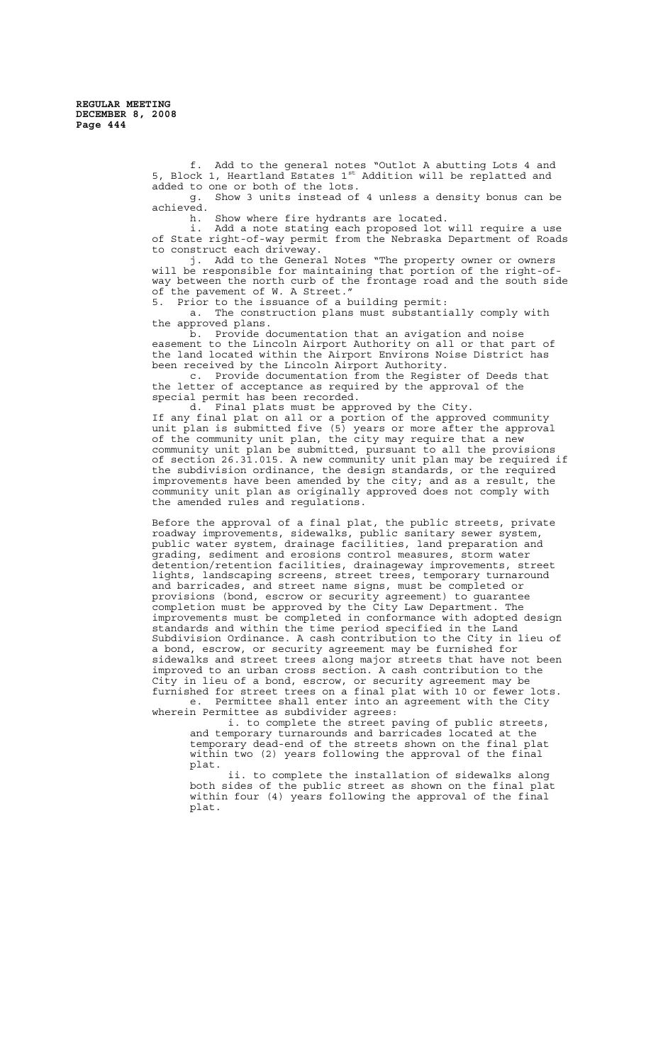f. Add to the general notes "Outlot A abutting Lots 4 and 5, Block 1, Heartland Estates 1st Addition will be replatted and added to one or both of the lots.

g. Show 3 units instead of 4 unless a density bonus can be achieved.

h. Show where fire hydrants are located.

i. Add a note stating each proposed lot will require a use of State right-of-way permit from the Nebraska Department of Roads to construct each driveway.

j. Add to the General Notes "The property owner or owners will be responsible for maintaining that portion of the right-of-way between the north curb of the frontage road and the south side of the pavement of W. A Street."

5. Prior to the issuance of a building permit:

a. The construction plans must substantially comply with the approved plans.

b. Provide documentation that an avigation and noise easement to the Lincoln Airport Authority on all or that part of the land located within the Airport Environs Noise District has been received by the Lincoln Airport Authority.

c. Provide documentation from the Register of Deeds that the letter of acceptance as required by the approval of the special permit has been recorded.

d. Final plats must be approved by the City.

If any final plat on all or a portion of the approved community unit plan is submitted five (5) years or more after the approval of the community unit plan, the city may require that a new community unit plan be submitted, pursuant to all the provisions of section 26.31.015. A new community unit plan may be required if the subdivision ordinance, the design standards, or the required improvements have been amended by the city; and as a result, the community unit plan as originally approved does not comply with the amended rules and regulations.

Before the approval of a final plat, the public streets, private roadway improvements, sidewalks, public sanitary sewer system, public water system, drainage facilities, land preparation and grading, sediment and erosions control measures, storm water detention/retention facilities, drainageway improvements, street lights, landscaping screens, street trees, temporary turnaround and barricades, and street name signs, must be completed or provisions (bond, escrow or security agreement) to guarantee completion must be approved by the City Law Department. The improvements must be completed in conformance with adopted design standards and within the time period specified in the Land Subdivision Ordinance. A cash contribution to the City in lieu of a bond, escrow, or security agreement may be furnished for sidewalks and street trees along major streets that have not been improved to an urban cross section. A cash contribution to the City in lieu of a bond, escrow, or security agreement may be furnished for street trees on a final plat with 10 or fewer lots.

e. Permittee shall enter into an agreement with the City wherein Permittee as subdivider agrees:

i. to complete the street paving of public streets, and temporary turnarounds and barricades located at the temporary dead-end of the streets shown on the final plat within two (2) years following the approval of the final plat.

ii. to complete the installation of sidewalks along both sides of the public street as shown on the final plat within four (4) years following the approval of the final plat.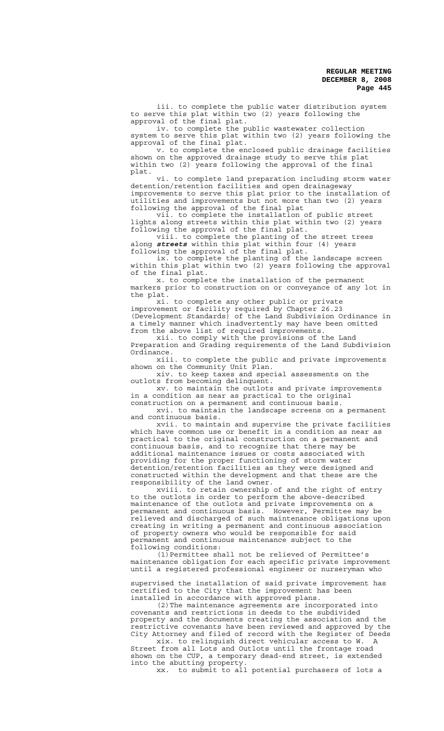iii. to complete the public water distribution system to serve this plat within two (2) years following the approval of the final plat.

iv. to complete the public wastewater collection system to serve this plat within two (2) years following the approval of the final plat.

v. to complete the enclosed public drainage facilities shown on the approved drainage study to serve this plat within two (2) years following the approval of the final plat.

vi. to complete land preparation including storm water detention/retention facilities and open drainageway improvements to serve this plat prior to the installation of utilities and improvements but not more than two (2) years following the approval of the final plat

vii. to complete the installation of public street lights along streets within this plat within two (2) years following the approval of the final plat.

viii. to complete the planting of the street trees along ***streets*** within this plat within four (4) years following the approval of the final plat.

ix. to complete the planting of the landscape screen within this plat within two (2) years following the approval of the final plat.

x. to complete the installation of the permanent markers prior to construction on or conveyance of any lot in the plat.

xi. to complete any other public or private improvement or facility required by Chapter 26.23 (Development Standards) of the Land Subdivision Ordinance in a timely manner which inadvertently may have been omitted from the above list of required improvements.

xii. to comply with the provisions of the Land Preparation and Grading requirements of the Land Subdivision Ordinance.

xiii. to complete the public and private improvements shown on the Community Unit Plan.

xiv. to keep taxes and special assessments on the outlots from becoming delinquent.

xv. to maintain the outlots and private improvements in a condition as near as practical to the original construction on a permanent and continuous basis.

xvi. to maintain the landscape screens on a permanent and continuous basis.

xvii. to maintain and supervise the private facilities which have common use or benefit in a condition as near as practical to the original construction on a permanent and continuous basis, and to recognize that there may be additional maintenance issues or costs associated with providing for the proper functioning of storm water detention/retention facilities as they were designed and constructed within the development and that these are the responsibility of the land owner.

xviii. to retain ownership of and the right of entry to the outlots in order to perform the above-described maintenance of the outlots and private improvements on a permanent and continuous basis. However, Permittee may be relieved and discharged of such maintenance obligations upon creating in writing a permanent and continuous association of property owners who would be responsible for said permanent and continuous maintenance subject to the following conditions:

(1) Permittee shall not be relieved of Permittee's maintenance obligation for each specific private improvement until a registered professional engineer or nurseryman who supervised the installation of said private improvement has certified to the City that the improvement has been installed in accordance with approved plans.

(2) The maintenance agreements are incorporated into covenants and restrictions in deeds to the subdivided property and the documents creating the association and the restrictive covenants have been reviewed and approved by the City Attorney and filed of record with the Register of Deeds

xix. to relinquish direct vehicular access to W. A Street from all Lots and Outlots until the frontage road shown on the CUP, a temporary dead-end street, is extended into the abutting property.

xx. to submit to all potential purchasers of lots a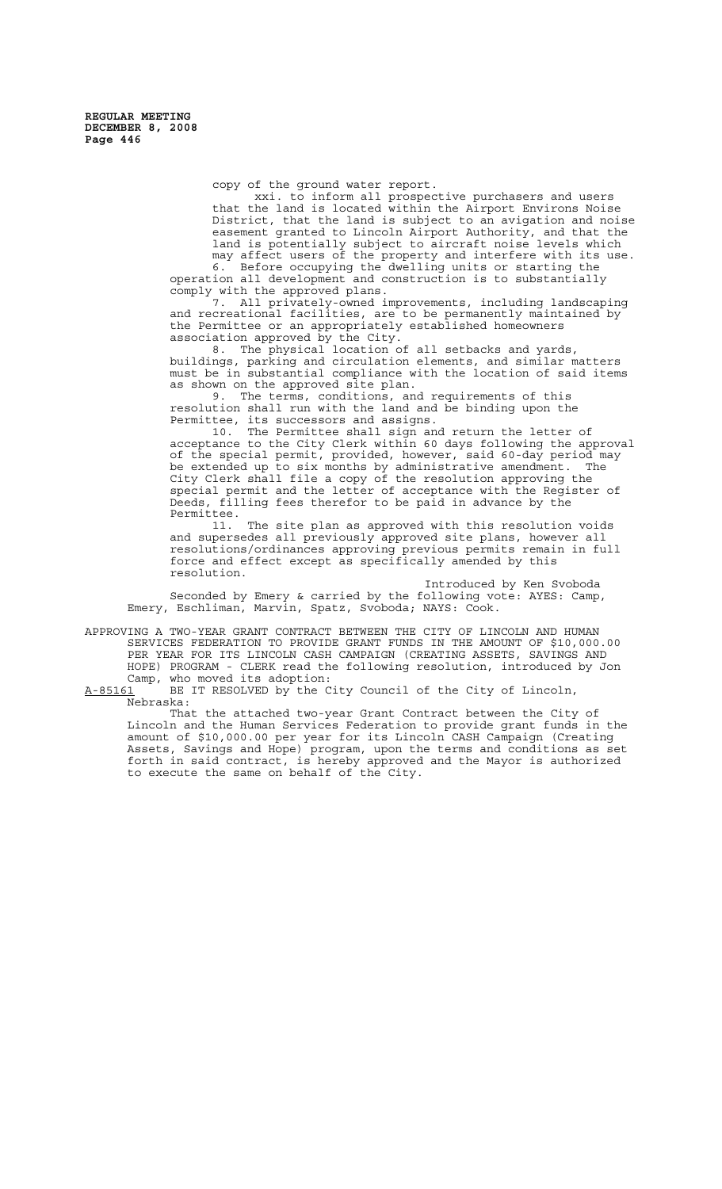copy of the ground water report.

xxi. to inform all prospective purchasers and users that the land is located within the Airport Environs Noise District, that the land is subject to an avigation and noise easement granted to Lincoln Airport Authority, and that the land is potentially subject to aircraft noise levels which may affect users of the property and interfere with its use.

6. Before occupying the dwelling units or starting the operation all development and construction is to substantially comply with the approved plans.

7. All privately-owned improvements, including landscaping and recreational facilities, are to be permanently maintained by the Permittee or an appropriately established homeowners association approved by the City.

8. The physical location of all setbacks and yards, buildings, parking and circulation elements, and similar matters must be in substantial compliance with the location of said items as shown on the approved site plan.

9. The terms, conditions, and requirements of this resolution shall run with the land and be binding upon the Permittee, its successors and assigns.

10. The Permittee shall sign and return the letter of acceptance to the City Clerk within 60 days following the approval of the special permit, provided, however, said 60-day period may be extended up to six months by administrative amendment. The City Clerk shall file a copy of the resolution approving the special permit and the letter of acceptance with the Register of Deeds, filling fees therefor to be paid in advance by the Permittee.

11. The site plan as approved with this resolution voids and supersedes all previously approved site plans, however all resolutions/ordinances approving previous permits remain in full force and effect except as specifically amended by this resolution.

Introduced by Ken Svoboda

Seconded by Emery & carried by the following vote: AYES: Camp, Emery, Eschliman, Marvin, Spatz, Svoboda; NAYS: Cook.

APPROVING A TWO-YEAR GRANT CONTRACT BETWEEN THE CITY OF LINCOLN AND HUMAN SERVICES FEDERATION TO PROVIDE GRANT FUNDS IN THE AMOUNT OF $10,000.00 PER YEAR FOR ITS LINCOLN CASH CAMPAIGN (CREATING ASSETS, SAVINGS AND HOPE) PROGRAM - CLERK read the following resolution, introduced by Jon Camp, who moved its adoption:

A-85161 BE IT RESOLVED by the City Council of the City of Lincoln, Nebraska:

That the attached two-year Grant Contract between the City of Lincoln and the Human Services Federation to provide grant funds in the amount of $10,000.00 per year for its Lincoln CASH Campaign (Creating Assets, Savings and Hope) program, upon the terms and conditions as set forth in said contract, is hereby approved and the Mayor is authorized to execute the same on behalf of the City.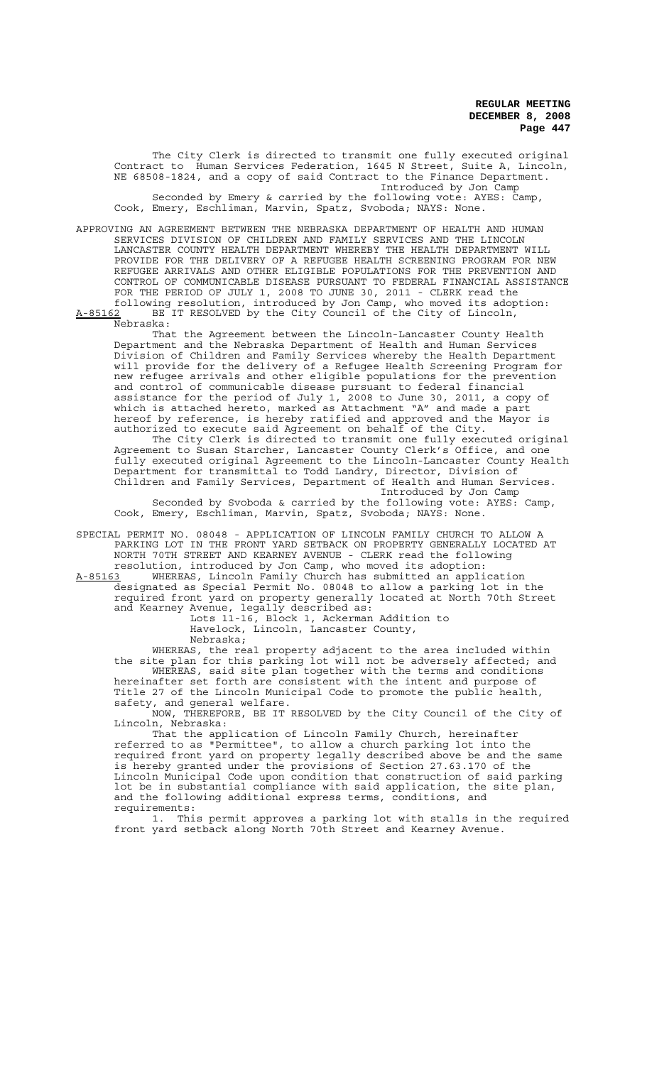The City Clerk is directed to transmit one fully executed original Contract to Human Services Federation, 1645 N Street, Suite A, Lincoln, NE 68508-1824, and a copy of said Contract to the Finance Department.

Introduced by Jon Camp

Seconded by Emery & carried by the following vote: AYES: Camp, Cook, Emery, Eschliman, Marvin, Spatz, Svoboda; NAYS: None.

APPROVING AN AGREEMENT BETWEEN THE NEBRASKA DEPARTMENT OF HEALTH AND HUMAN SERVICES DIVISION OF CHILDREN AND FAMILY SERVICES AND THE LINCOLN LANCASTER COUNTY HEALTH DEPARTMENT WHEREBY THE HEALTH DEPARTMENT WILL PROVIDE FOR THE DELIVERY OF A REFUGEE HEALTH SCREENING PROGRAM FOR NEW REFUGEE ARRIVALS AND OTHER ELIGIBLE POPULATIONS FOR THE PREVENTION AND CONTROL OF COMMUNICABLE DISEASE PURSUANT TO FEDERAL FINANCIAL ASSISTANCE FOR THE PERIOD OF JULY 1, 2008 TO JUNE 30, 2011 - CLERK read the following resolution, introduced by Jon Camp, who moved its adoption:

A-85162 BE IT RESOLVED by the City Council of the City of Lincoln, Nebraska:

That the Agreement between the Lincoln-Lancaster County Health Department and the Nebraska Department of Health and Human Services Division of Children and Family Services whereby the Health Department will provide for the delivery of a Refugee Health Screening Program for new refugee arrivals and other eligible populations for the prevention and control of communicable disease pursuant to federal financial assistance for the period of July 1, 2008 to June 30, 2011, a copy of which is attached hereto, marked as Attachment "A" and made a part hereof by reference, is hereby ratified and approved and the Mayor is authorized to execute said Agreement on behalf of the City.

The City Clerk is directed to transmit one fully executed original Agreement to Susan Starcher, Lancaster County Clerk's Office, and one fully executed original Agreement to the Lincoln-Lancaster County Health Department for transmittal to Todd Landry, Director, Division of Children and Family Services, Department of Health and Human Services.

Introduced by Jon Camp

Seconded by Svoboda & carried by the following vote: AYES: Camp, Cook, Emery, Eschliman, Marvin, Spatz, Svoboda; NAYS: None.

SPECIAL PERMIT NO. 08048 - APPLICATION OF LINCOLN FAMILY CHURCH TO ALLOW A PARKING LOT IN THE FRONT YARD SETBACK ON PROPERTY GENERALLY LOCATED AT NORTH 70TH STREET AND KEARNEY AVENUE - CLERK read the following resolution, introduced by Jon Camp, who moved its adoption:

A-85163 WHEREAS, Lincoln Family Church has submitted an application designated as Special Permit No. 08048 to allow a parking lot in the required front yard on property generally located at North 70th Street and Kearney Avenue, legally described as:

Lots 11-16, Block 1, Ackerman Addition to Havelock, Lincoln, Lancaster County, Nebraska;

WHEREAS, the real property adjacent to the area included within the site plan for this parking lot will not be adversely affected; and

WHEREAS, said site plan together with the terms and conditions hereinafter set forth are consistent with the intent and purpose of Title 27 of the Lincoln Municipal Code to promote the public health, safety, and general welfare.

NOW, THEREFORE, BE IT RESOLVED by the City Council of the City of Lincoln, Nebraska:

That the application of Lincoln Family Church, hereinafter referred to as "Permittee", to allow a church parking lot into the required front yard on property legally described above be and the same is hereby granted under the provisions of Section 27.63.170 of the Lincoln Municipal Code upon condition that construction of said parking lot be in substantial compliance with said application, the site plan, and the following additional express terms, conditions, and requirements:

1. This permit approves a parking lot with stalls in the required front yard setback along North 70th Street and Kearney Avenue.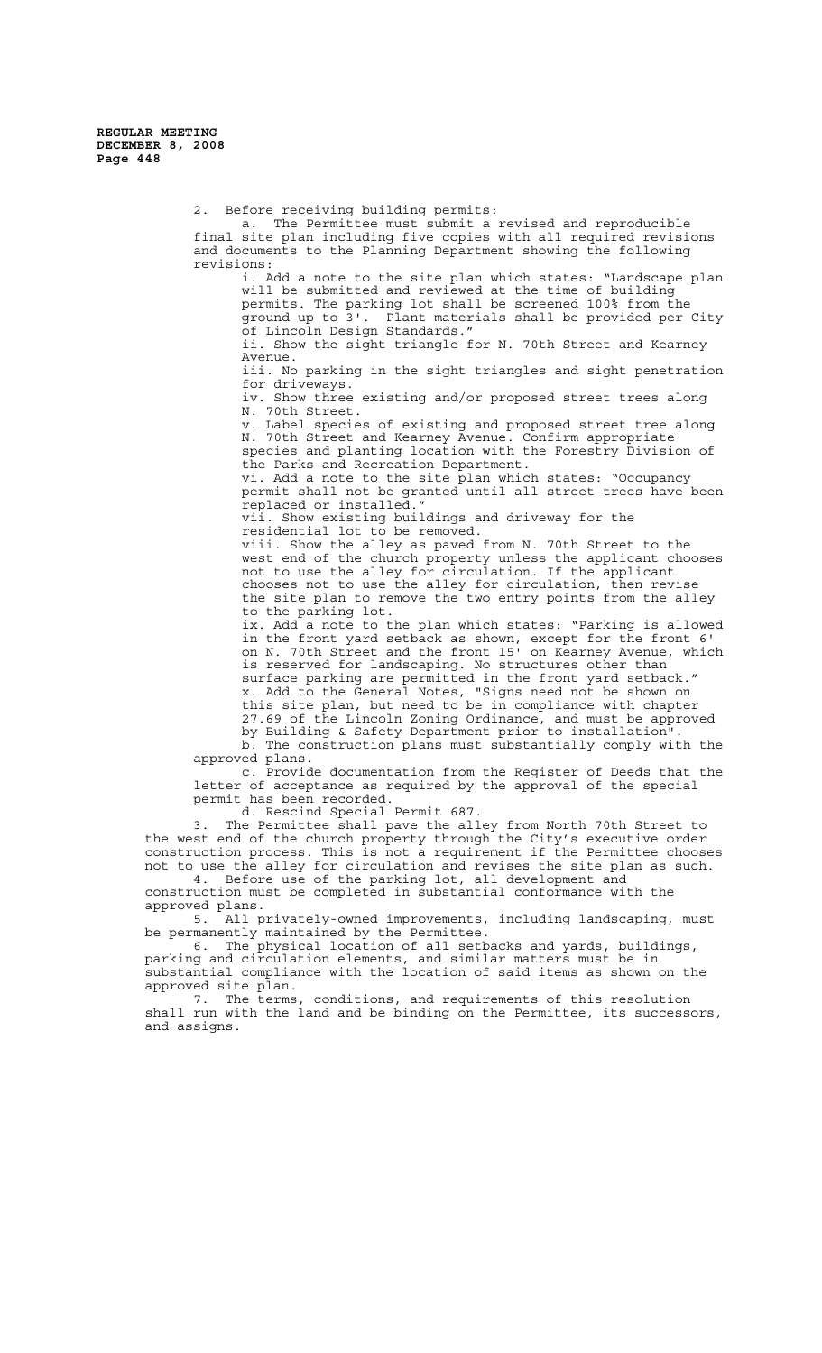2. Before receiving building permits:

a. The Permittee must submit a revised and reproducible final site plan including five copies with all required revisions and documents to the Planning Department showing the following revisions:

i. Add a note to the site plan which states: "Landscape plan will be submitted and reviewed at the time of building permits. The parking lot shall be screened 100% from the ground up to 3'. Plant materials shall be provided per City of Lincoln Design Standards."

ii. Show the sight triangle for N. 70th Street and Kearney Avenue.

iii. No parking in the sight triangles and sight penetration for driveways.

iv. Show three existing and/or proposed street trees along N. 70th Street.

v. Label species of existing and proposed street tree along N. 70th Street and Kearney Avenue. Confirm appropriate species and planting location with the Forestry Division of the Parks and Recreation Department.

vi. Add a note to the site plan which states: "Occupancy permit shall not be granted until all street trees have been replaced or installed."

vii. Show existing buildings and driveway for the residential lot to be removed.

viii. Show the alley as paved from N. 70th Street to the west end of the church property unless the applicant chooses not to use the alley for circulation. If the applicant chooses not to use the alley for circulation, then revise the site plan to remove the two entry points from the alley to the parking lot.

ix. Add a note to the plan which states: "Parking is allowed in the front yard setback as shown, except for the front 6' on N. 70th Street and the front 15' on Kearney Avenue, which is reserved for landscaping. No structures other than surface parking are permitted in the front yard setback."

x. Add to the General Notes, "Signs need not be shown on this site plan, but need to be in compliance with chapter 27.69 of the Lincoln Zoning Ordinance, and must be approved by Building & Safety Department prior to installation".

b. The construction plans must substantially comply with the approved plans.

c. Provide documentation from the Register of Deeds that the letter of acceptance as required by the approval of the special permit has been recorded.

d. Rescind Special Permit 687.

3. The Permittee shall pave the alley from North 70th Street to the west end of the church property through the City's executive order construction process. This is not a requirement if the Permittee chooses not to use the alley for circulation and revises the site plan as such.

4. Before use of the parking lot, all development and construction must be completed in substantial conformance with the approved plans.

5. All privately-owned improvements, including landscaping, must be permanently maintained by the Permittee.

6. The physical location of all setbacks and yards, buildings, parking and circulation elements, and similar matters must be in substantial compliance with the location of said items as shown on the approved site plan.

7. The terms, conditions, and requirements of this resolution shall run with the land and be binding on the Permittee, its successors, and assigns.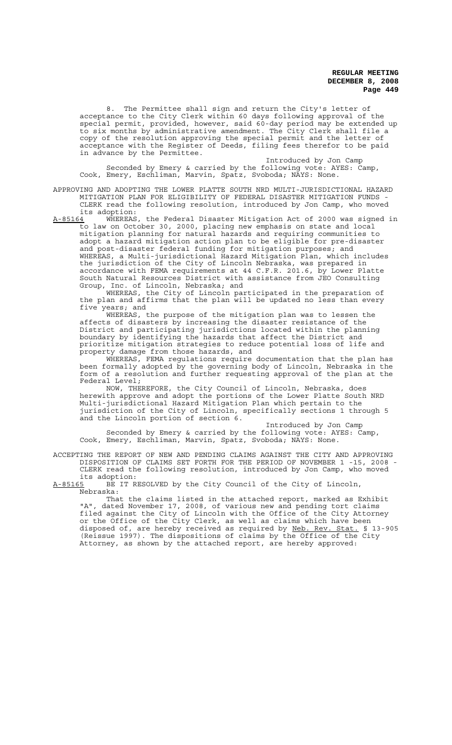8. The Permittee shall sign and return the City's letter of acceptance to the City Clerk within 60 days following approval of the special permit, provided, however, said 60-day period may be extended up to six months by administrative amendment. The City Clerk shall file a copy of the resolution approving the special permit and the letter of acceptance with the Register of Deeds, filing fees therefor to be paid in advance by the Permittee.

Introduced by Jon Camp

Seconded by Emery & carried by the following vote: AYES: Camp, Cook, Emery, Eschliman, Marvin, Spatz, Svoboda; NAYS: None.

APPROVING AND ADOPTING THE LOWER PLATTE SOUTH NRD MULTI-JURISDICTIONAL HAZARD MITIGATION PLAN FOR ELIGIBILITY OF FEDERAL DISASTER MITIGATION FUNDS - CLERK read the following resolution, introduced by Jon Camp, who moved its adoption:

A-85164 WHEREAS, the Federal Disaster Mitigation Act of 2000 was signed in to law on October 30, 2000, placing new emphasis on state and local mitigation planning for natural hazards and requiring communities to adopt a hazard mitigation action plan to be eligible for pre-disaster and post-disaster federal funding for mitigation purposes; and

WHEREAS, a Multi-jurisdictional Hazard Mitigation Plan, which includes the jurisdiction of the City of Lincoln Nebraska, was prepared in accordance with FEMA requirements at 44 C.F.R. 201.6, by Lower Platte South Natural Resources District with assistance from JEO Consulting Group, Inc. of Lincoln, Nebraska; and

WHEREAS, the City of Lincoln participated in the preparation of the plan and affirms that the plan will be updated no less than every five years; and

WHEREAS, the purpose of the mitigation plan was to lessen the affects of disasters by increasing the disaster resistance of the District and participating jurisdictions located within the planning boundary by identifying the hazards that affect the District and prioritize mitigation strategies to reduce potential loss of life and property damage from those hazards, and

WHEREAS, FEMA regulations require documentation that the plan has been formally adopted by the governing body of Lincoln, Nebraska in the form of a resolution and further requesting approval of the plan at the Federal Level;

NOW, THEREFORE, the City Council of Lincoln, Nebraska, does herewith approve and adopt the portions of the Lower Platte South NRD Multi-jurisdictional Hazard Mitigation Plan which pertain to the jurisdiction of the City of Lincoln, specifically sections 1 through 5 and the Lincoln portion of section 6.

Introduced by Jon Camp

Seconded by Emery & carried by the following vote: AYES: Camp, Cook, Emery, Eschliman, Marvin, Spatz, Svoboda; NAYS: None.

ACCEPTING THE REPORT OF NEW AND PENDING CLAIMS AGAINST THE CITY AND APPROVING DISPOSITION OF CLAIMS SET FORTH FOR THE PERIOD OF NOVEMBER 1 -15, 2008 - CLERK read the following resolution, introduced by Jon Camp, who moved its adoption:

A-85165 BE IT RESOLVED by the City Council of the City of Lincoln, Nebraska:

That the claims listed in the attached report, marked as Exhibit "A", dated November 17, 2008, of various new and pending tort claims filed against the City of Lincoln with the Office of the City Attorney or the Office of the City Clerk, as well as claims which have been disposed of, are hereby received as required by Neb. Rev. Stat. § 13-905 (Reissue 1997). The dispositions of claims by the Office of the City Attorney, as shown by the attached report, are hereby approved: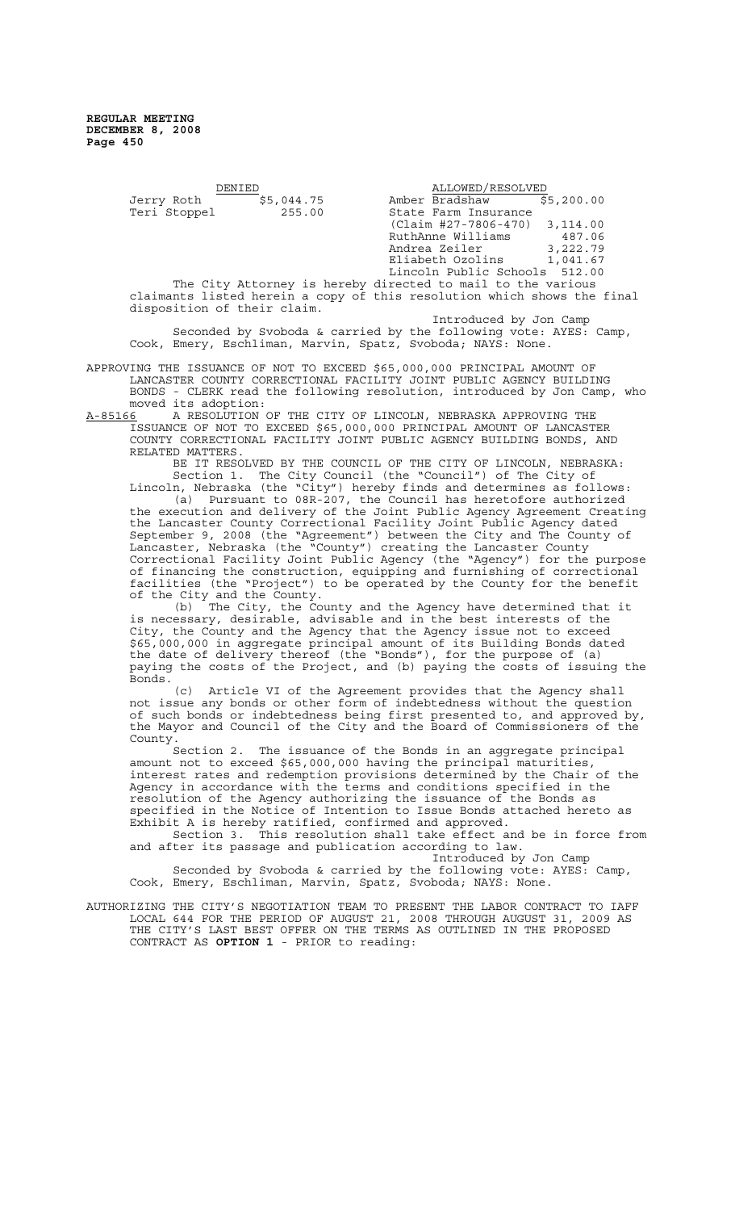| DENIED | | ALLOWED/RESOLVED | |
|---|---|---|---|
| Jerry Roth | $5,044.75 | Amber Bradshaw | $5,200.00 |
| Teri Stoppel | 255.00 | State Farm Insurance (Claim #27-7806-470) | 3,114.00 |
| | | RuthAnne Williams | 487.06 |
| | | Andrea Zeiler | 3,222.79 |
| | | Eliabeth Ozolins | 1,041.67 |
| | | Lincoln Public Schools | 512.00 |

The City Attorney is hereby directed to mail to the various claimants listed herein a copy of this resolution which shows the final disposition of their claim.

Introduced by Jon Camp

Seconded by Svoboda & carried by the following vote: AYES: Camp, Cook, Emery, Eschliman, Marvin, Spatz, Svoboda; NAYS: None.

APPROVING THE ISSUANCE OF NOT TO EXCEED $65,000,000 PRINCIPAL AMOUNT OF LANCASTER COUNTY CORRECTIONAL FACILITY JOINT PUBLIC AGENCY BUILDING BONDS - CLERK read the following resolution, introduced by Jon Camp, who moved its adoption:

A-85166 A RESOLUTION OF THE CITY OF LINCOLN, NEBRASKA APPROVING THE ISSUANCE OF NOT TO EXCEED $65,000,000 PRINCIPAL AMOUNT OF LANCASTER COUNTY CORRECTIONAL FACILITY JOINT PUBLIC AGENCY BUILDING BONDS, AND RELATED MATTERS.

BE IT RESOLVED BY THE COUNCIL OF THE CITY OF LINCOLN, NEBRASKA:

Section 1. The City Council (the "Council") of The City of Lincoln, Nebraska (the "City") hereby finds and determines as follows:

(a) Pursuant to 08R-207, the Council has heretofore authorized the execution and delivery of the Joint Public Agency Agreement Creating the Lancaster County Correctional Facility Joint Public Agency dated September 9, 2008 (the "Agreement") between the City and The County of Lancaster, Nebraska (the "County") creating the Lancaster County Correctional Facility Joint Public Agency (the "Agency") for the purpose of financing the construction, equipping and furnishing of correctional facilities (the "Project") to be operated by the County for the benefit of the City and the County.

(b) The City, the County and the Agency have determined that it is necessary, desirable, advisable and in the best interests of the City, the County and the Agency that the Agency issue not to exceed $65,000,000 in aggregate principal amount of its Building Bonds dated the date of delivery thereof (the "Bonds"), for the purpose of (a) paying the costs of the Project, and (b) paying the costs of issuing the Bonds.

(c) Article VI of the Agreement provides that the Agency shall not issue any bonds or other form of indebtedness without the question of such bonds or indebtedness being first presented to, and approved by, the Mayor and Council of the City and the Board of Commissioners of the County.

Section 2. The issuance of the Bonds in an aggregate principal amount not to exceed $65,000,000 having the principal maturities, interest rates and redemption provisions determined by the Chair of the Agency in accordance with the terms and conditions specified in the resolution of the Agency authorizing the issuance of the Bonds as specified in the Notice of Intention to Issue Bonds attached hereto as Exhibit A is hereby ratified, confirmed and approved.

Section 3. This resolution shall take effect and be in force from and after its passage and publication according to law.

Introduced by Jon Camp

Seconded by Svoboda & carried by the following vote: AYES: Camp, Cook, Emery, Eschliman, Marvin, Spatz, Svoboda; NAYS: None.

AUTHORIZING THE CITY'S NEGOTIATION TEAM TO PRESENT THE LABOR CONTRACT TO IAFF LOCAL 644 FOR THE PERIOD OF AUGUST 21, 2008 THROUGH AUGUST 31, 2009 AS THE CITY'S LAST BEST OFFER ON THE TERMS AS OUTLINED IN THE PROPOSED CONTRACT AS **OPTION 1** - PRIOR to reading: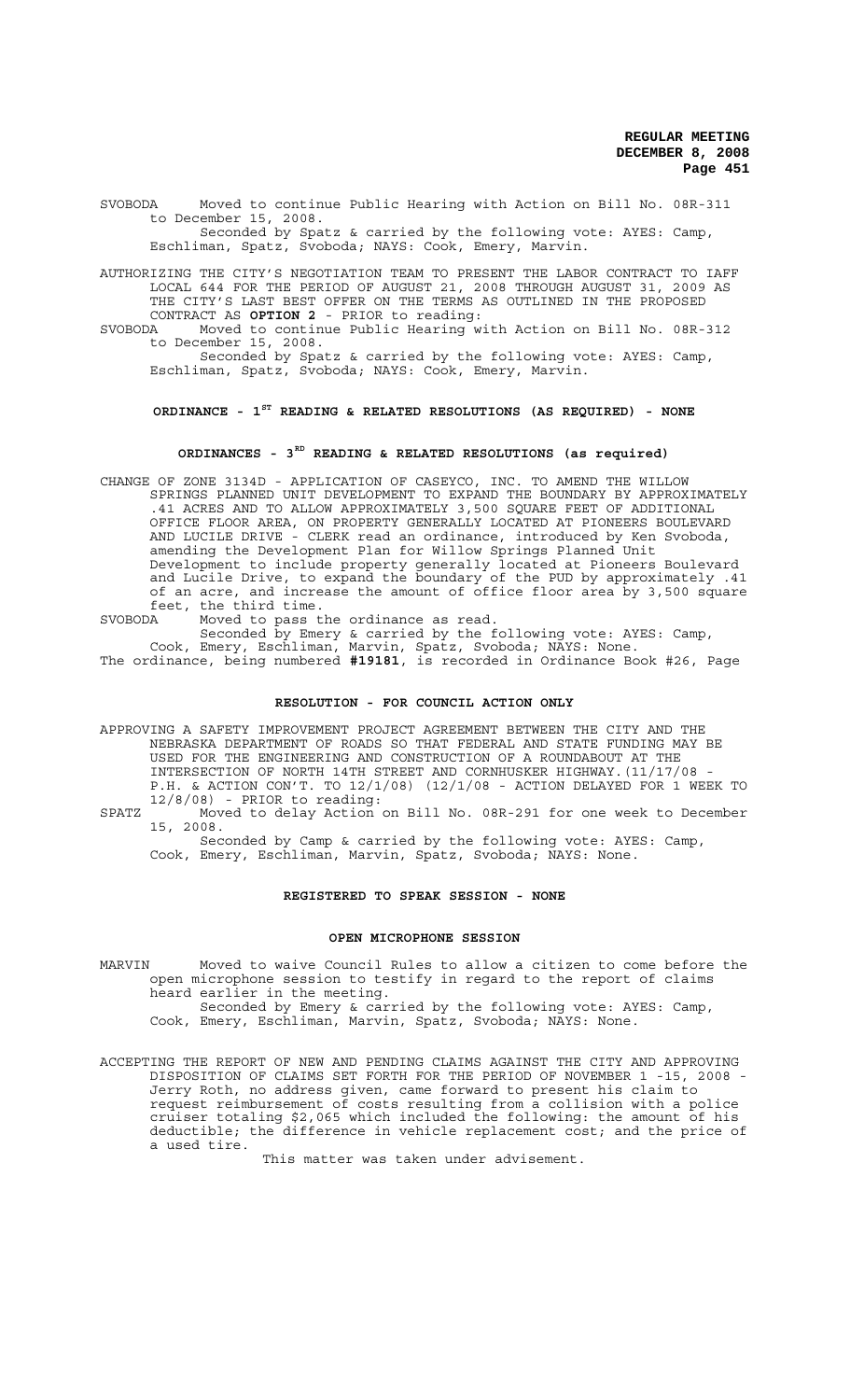SVOBODA Moved to continue Public Hearing with Action on Bill No. 08R-311 to December 15, 2008.
Seconded by Spatz & carried by the following vote: AYES: Camp, Eschliman, Spatz, Svoboda; NAYS: Cook, Emery, Marvin.

AUTHORIZING THE CITY'S NEGOTIATION TEAM TO PRESENT THE LABOR CONTRACT TO IAFF LOCAL 644 FOR THE PERIOD OF AUGUST 21, 2008 THROUGH AUGUST 31, 2009 AS THE CITY'S LAST BEST OFFER ON THE TERMS AS OUTLINED IN THE PROPOSED CONTRACT AS **OPTION 2** - PRIOR to reading:

SVOBODA Moved to continue Public Hearing with Action on Bill No. 08R-312 to December 15, 2008.
Seconded by Spatz & carried by the following vote: AYES: Camp, Eschliman, Spatz, Svoboda; NAYS: Cook, Emery, Marvin.

## ORDINANCE - 1ST READING & RELATED RESOLUTIONS (AS REQUIRED) - NONE

## ORDINANCES - 3RD READING & RELATED RESOLUTIONS (as required)

CHANGE OF ZONE 3134D - APPLICATION OF CASEYCO, INC. TO AMEND THE WILLOW SPRINGS PLANNED UNIT DEVELOPMENT TO EXPAND THE BOUNDARY BY APPROXIMATELY .41 ACRES AND TO ALLOW APPROXIMATELY 3,500 SQUARE FEET OF ADDITIONAL OFFICE FLOOR AREA, ON PROPERTY GENERALLY LOCATED AT PIONEERS BOULEVARD AND LUCILE DRIVE - CLERK read an ordinance, introduced by Ken Svoboda, amending the Development Plan for Willow Springs Planned Unit Development to include property generally located at Pioneers Boulevard and Lucile Drive, to expand the boundary of the PUD by approximately .41 of an acre, and increase the amount of office floor area by 3,500 square feet, the third time.

SVOBODA Moved to pass the ordinance as read.
Seconded by Emery & carried by the following vote: AYES: Camp, Cook, Emery, Eschliman, Marvin, Spatz, Svoboda; NAYS: None.

The ordinance, being numbered **#19181**, is recorded in Ordinance Book #26, Page

## RESOLUTION - FOR COUNCIL ACTION ONLY

APPROVING A SAFETY IMPROVEMENT PROJECT AGREEMENT BETWEEN THE CITY AND THE NEBRASKA DEPARTMENT OF ROADS SO THAT FEDERAL AND STATE FUNDING MAY BE USED FOR THE ENGINEERING AND CONSTRUCTION OF A ROUNDABOUT AT THE INTERSECTION OF NORTH 14TH STREET AND CORNHUSKER HIGHWAY.(11/17/08 - P.H. & ACTION CON'T. TO 12/1/08) (12/1/08 - ACTION DELAYED FOR 1 WEEK TO 12/8/08) - PRIOR to reading:

SPATZ Moved to delay Action on Bill No. 08R-291 for one week to December 15, 2008.
Seconded by Camp & carried by the following vote: AYES: Camp, Cook, Emery, Eschliman, Marvin, Spatz, Svoboda; NAYS: None.

## REGISTERED TO SPEAK SESSION - NONE

## OPEN MICROPHONE SESSION

MARVIN Moved to waive Council Rules to allow a citizen to come before the open microphone session to testify in regard to the report of claims heard earlier in the meeting.
Seconded by Emery & carried by the following vote: AYES: Camp, Cook, Emery, Eschliman, Marvin, Spatz, Svoboda; NAYS: None.

ACCEPTING THE REPORT OF NEW AND PENDING CLAIMS AGAINST THE CITY AND APPROVING DISPOSITION OF CLAIMS SET FORTH FOR THE PERIOD OF NOVEMBER 1 -15, 2008 - Jerry Roth, no address given, came forward to present his claim to request reimbursement of costs resulting from a collision with a police cruiser totaling $2,065 which included the following: the amount of his deductible; the difference in vehicle replacement cost; and the price of a used tire.

This matter was taken under advisement.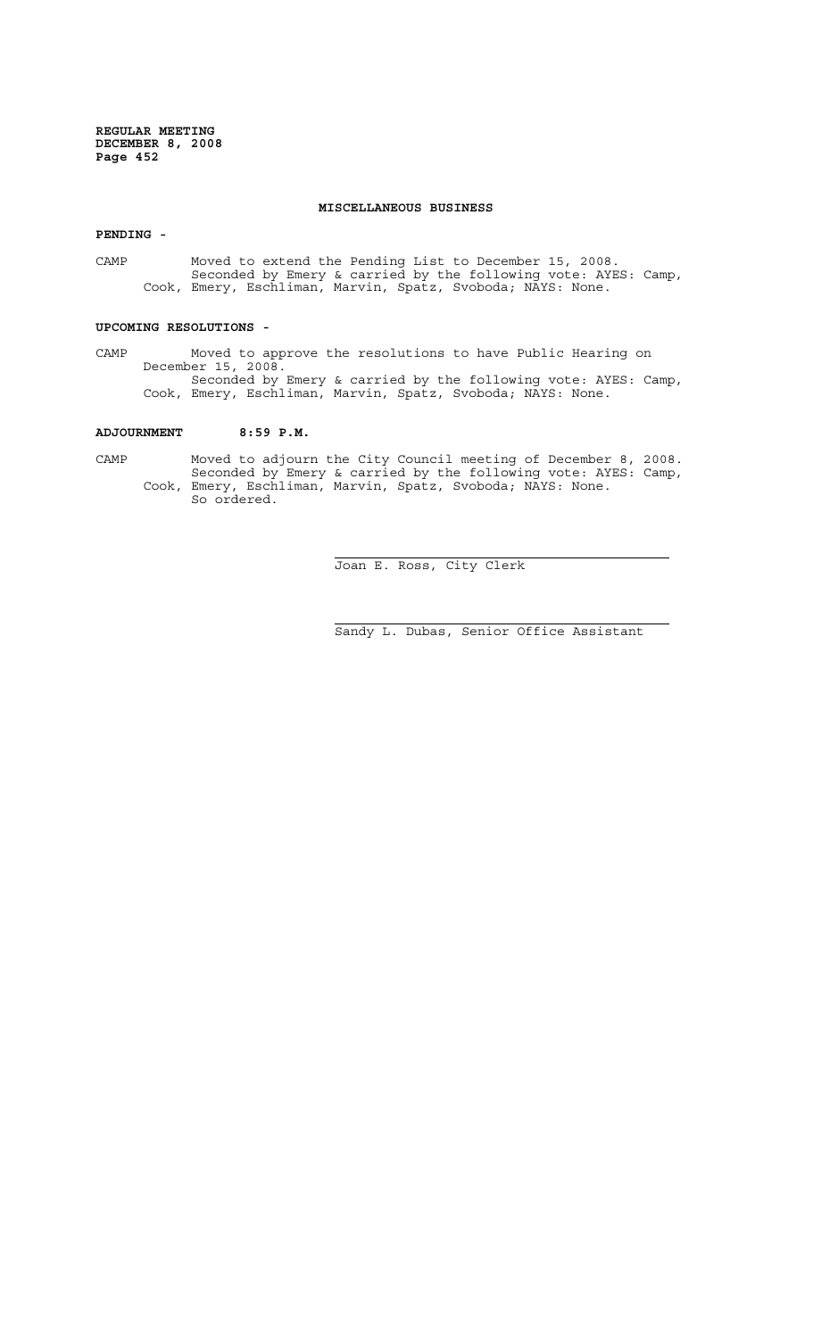## MISCELLANEOUS BUSINESS

**PENDING -**

CAMP Moved to extend the Pending List to December 15, 2008.
Seconded by Emery & carried by the following vote: AYES: Camp, Cook, Emery, Eschliman, Marvin, Spatz, Svoboda; NAYS: None.

**UPCOMING RESOLUTIONS -**

CAMP Moved to approve the resolutions to have Public Hearing on December 15, 2008.
Seconded by Emery & carried by the following vote: AYES: Camp, Cook, Emery, Eschliman, Marvin, Spatz, Svoboda; NAYS: None.

**ADJOURNMENT 8:59 P.M.**

CAMP Moved to adjourn the City Council meeting of December 8, 2008.
Seconded by Emery & carried by the following vote: AYES: Camp, Cook, Emery, Eschliman, Marvin, Spatz, Svoboda; NAYS: None.
So ordered.

Joan E. Ross, City Clerk

Sandy L. Dubas, Senior Office Assistant